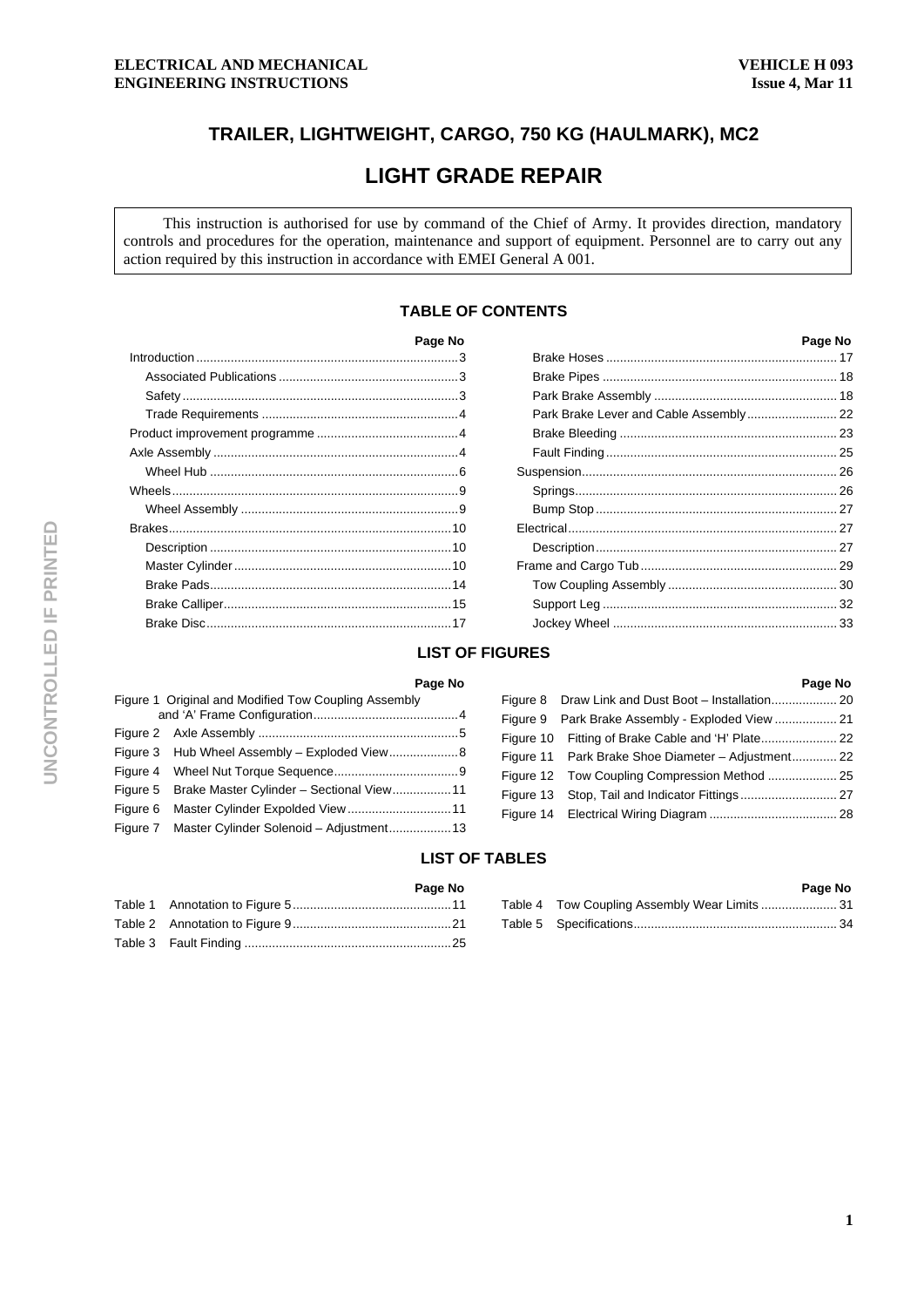**ELECTRICAL AND MECHANICAL ENGINEERING INSTRUCTIONS**

**VEHICLE H 093**
**Issue 4, Mar 11**

# TRAILER, LIGHTWEIGHT, CARGO, 750 KG (HAULMARK), MC2

# LIGHT GRADE REPAIR

This instruction is authorised for use by command of the Chief of Army. It provides direction, mandatory controls and procedures for the operation, maintenance and support of equipment. Personnel are to carry out any action required by this instruction in accordance with EMEI General A 001.

## TABLE OF CONTENTS

| | Page No |
|---|---|
| Introduction | 3 |
| Associated Publications | 3 |
| Safety | 3 |
| Trade Requirements | 4 |
| Product improvement programme | 4 |
| Axle Assembly | 4 |
| Wheel Hub | 6 |
| Wheels | 9 |
| Wheel Assembly | 9 |
| Brakes | 10 |
| Description | 10 |
| Master Cylinder | 10 |
| Brake Pads | 14 |
| Brake Calliper | 15 |
| Brake Disc | 17 |
| Brake Hoses | 17 |
| Brake Pipes | 18 |
| Park Brake Assembly | 18 |
| Park Brake Lever and Cable Assembly | 22 |
| Brake Bleeding | 23 |
| Fault Finding | 25 |
| Suspension | 26 |
| Springs | 26 |
| Bump Stop | 27 |
| Electrical | 27 |
| Description | 27 |
| Frame and Cargo Tub | 29 |
| Tow Coupling Assembly | 30 |
| Support Leg | 32 |
| Jockey Wheel | 33 |

## LIST OF FIGURES

| | Page No |
|---|---|
| Figure 1 Original and Modified Tow Coupling Assembly and 'A' Frame Configuration | 4 |
| Figure 2 Axle Assembly | 5 |
| Figure 3 Hub Wheel Assembly – Exploded View | 8 |
| Figure 4 Wheel Nut Torque Sequence | 9 |
| Figure 5 Brake Master Cylinder – Sectional View | 11 |
| Figure 6 Master Cylinder Expolded View | 11 |
| Figure 7 Master Cylinder Solenoid – Adjustment | 13 |
| Figure 8 Draw Link and Dust Boot – Installation | 20 |
| Figure 9 Park Brake Assembly - Exploded View | 21 |
| Figure 10 Fitting of Brake Cable and 'H' Plate | 22 |
| Figure 11 Park Brake Shoe Diameter – Adjustment | 22 |
| Figure 12 Tow Coupling Compression Method | 25 |
| Figure 13 Stop, Tail and Indicator Fittings | 27 |
| Figure 14 Electrical Wiring Diagram | 28 |

## LIST OF TABLES

| | Page No |
|---|---|
| Table 1 Annotation to Figure 5 | 11 |
| Table 2 Annotation to Figure 9 | 21 |
| Table 3 Fault Finding | 25 |
| Table 4 Tow Coupling Assembly Wear Limits | 31 |
| Table 5 Specifications | 34 |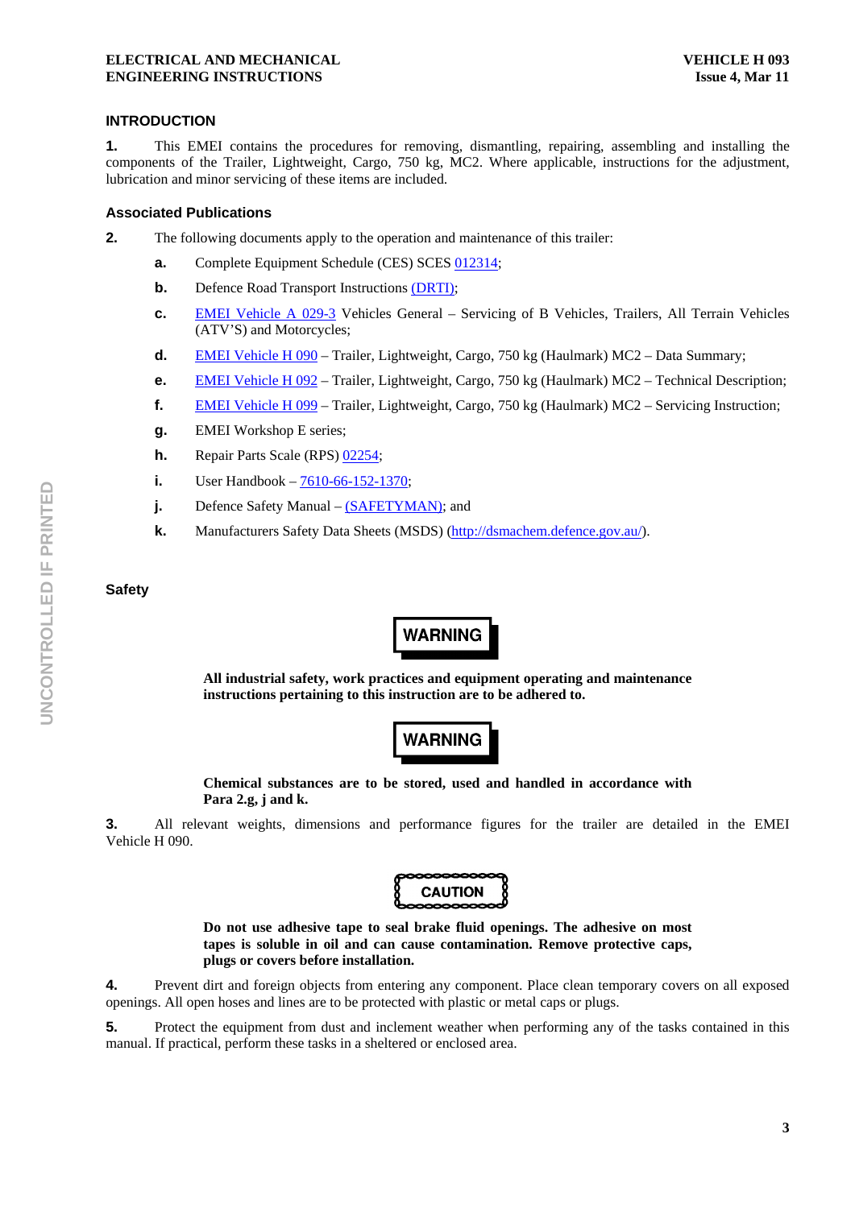## INTRODUCTION

**1.** This EMEI contains the procedures for removing, dismantling, repairing, assembling and installing the components of the Trailer, Lightweight, Cargo, 750 kg, MC2. Where applicable, instructions for the adjustment, lubrication and minor servicing of these items are included.

### Associated Publications

**2.** The following documents apply to the operation and maintenance of this trailer:

**a.** Complete Equipment Schedule (CES) SCES 012314;

**b.** Defence Road Transport Instructions (DRTI);

**c.** EMEI Vehicle A 029-3 Vehicles General – Servicing of B Vehicles, Trailers, All Terrain Vehicles (ATV'S) and Motorcycles;

**d.** EMEI Vehicle H 090 – Trailer, Lightweight, Cargo, 750 kg (Haulmark) MC2 – Data Summary;

**e.** EMEI Vehicle H 092 – Trailer, Lightweight, Cargo, 750 kg (Haulmark) MC2 – Technical Description;

**f.** EMEI Vehicle H 099 – Trailer, Lightweight, Cargo, 750 kg (Haulmark) MC2 – Servicing Instruction;

**g.** EMEI Workshop E series;

**h.** Repair Parts Scale (RPS) 02254;

**i.** User Handbook – 7610-66-152-1370;

**j.** Defence Safety Manual – (SAFETYMAN); and

**k.** Manufacturers Safety Data Sheets (MSDS) (http://dsmachem.defence.gov.au/).

### Safety

**WARNING**

**All industrial safety, work practices and equipment operating and maintenance instructions pertaining to this instruction are to be adhered to.**

**WARNING**

**Chemical substances are to be stored, used and handled in accordance with Para 2.g, j and k.**

**3.** All relevant weights, dimensions and performance figures for the trailer are detailed in the EMEI Vehicle H 090.

**CAUTION**

**Do not use adhesive tape to seal brake fluid openings. The adhesive on most tapes is soluble in oil and can cause contamination. Remove protective caps, plugs or covers before installation.**

**4.** Prevent dirt and foreign objects from entering any component. Place clean temporary covers on all exposed openings. All open hoses and lines are to be protected with plastic or metal caps or plugs.

**5.** Protect the equipment from dust and inclement weather when performing any of the tasks contained in this manual. If practical, perform these tasks in a sheltered or enclosed area.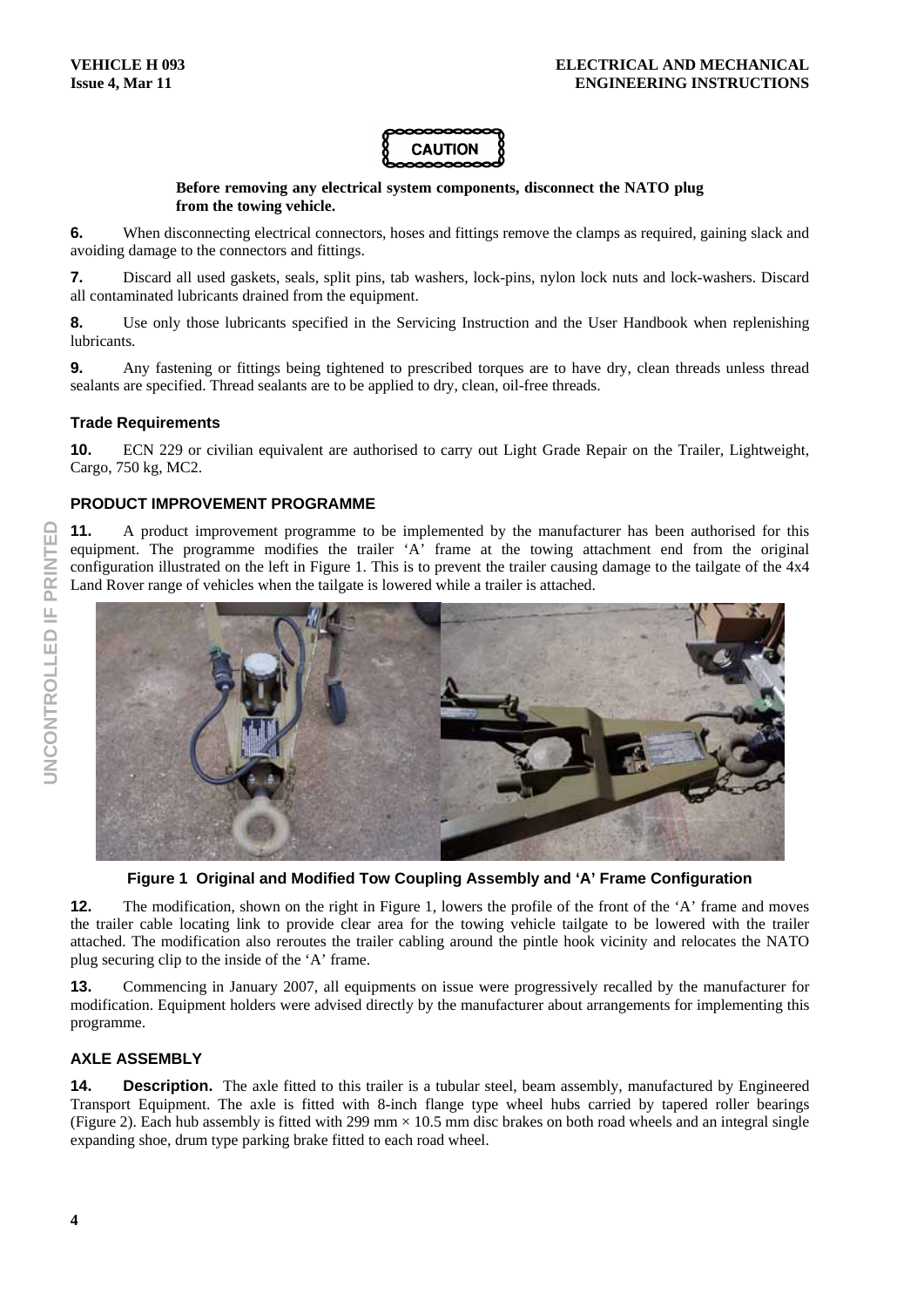**CAUTION**

**Before removing any electrical system components, disconnect the NATO plug from the towing vehicle.**

**6.** When disconnecting electrical connectors, hoses and fittings remove the clamps as required, gaining slack and avoiding damage to the connectors and fittings.

**7.** Discard all used gaskets, seals, split pins, tab washers, lock-pins, nylon lock nuts and lock-washers. Discard all contaminated lubricants drained from the equipment.

**8.** Use only those lubricants specified in the Servicing Instruction and the User Handbook when replenishing lubricants.

**9.** Any fastening or fittings being tightened to prescribed torques are to have dry, clean threads unless thread sealants are specified. Thread sealants are to be applied to dry, clean, oil-free threads.

### Trade Requirements

**10.** ECN 229 or civilian equivalent are authorised to carry out Light Grade Repair on the Trailer, Lightweight, Cargo, 750 kg, MC2.

## PRODUCT IMPROVEMENT PROGRAMME

**11.** A product improvement programme to be implemented by the manufacturer has been authorised for this equipment. The programme modifies the trailer 'A' frame at the towing attachment end from the original configuration illustrated on the left in Figure 1. This is to prevent the trailer causing damage to the tailgate of the 4x4 Land Rover range of vehicles when the tailgate is lowered while a trailer is attached.

**Figure 1 Original and Modified Tow Coupling Assembly and 'A' Frame Configuration**

**12.** The modification, shown on the right in Figure 1, lowers the profile of the front of the 'A' frame and moves the trailer cable locating link to provide clear area for the towing vehicle tailgate to be lowered with the trailer attached. The modification also reroutes the trailer cabling around the pintle hook vicinity and relocates the NATO plug securing clip to the inside of the 'A' frame.

**13.** Commencing in January 2007, all equipments on issue were progressively recalled by the manufacturer for modification. Equipment holders were advised directly by the manufacturer about arrangements for implementing this programme.

## AXLE ASSEMBLY

**14. Description.** The axle fitted to this trailer is a tubular steel, beam assembly, manufactured by Engineered Transport Equipment. The axle is fitted with 8-inch flange type wheel hubs carried by tapered roller bearings (Figure 2). Each hub assembly is fitted with 299 mm × 10.5 mm disc brakes on both road wheels and an integral single expanding shoe, drum type parking brake fitted to each road wheel.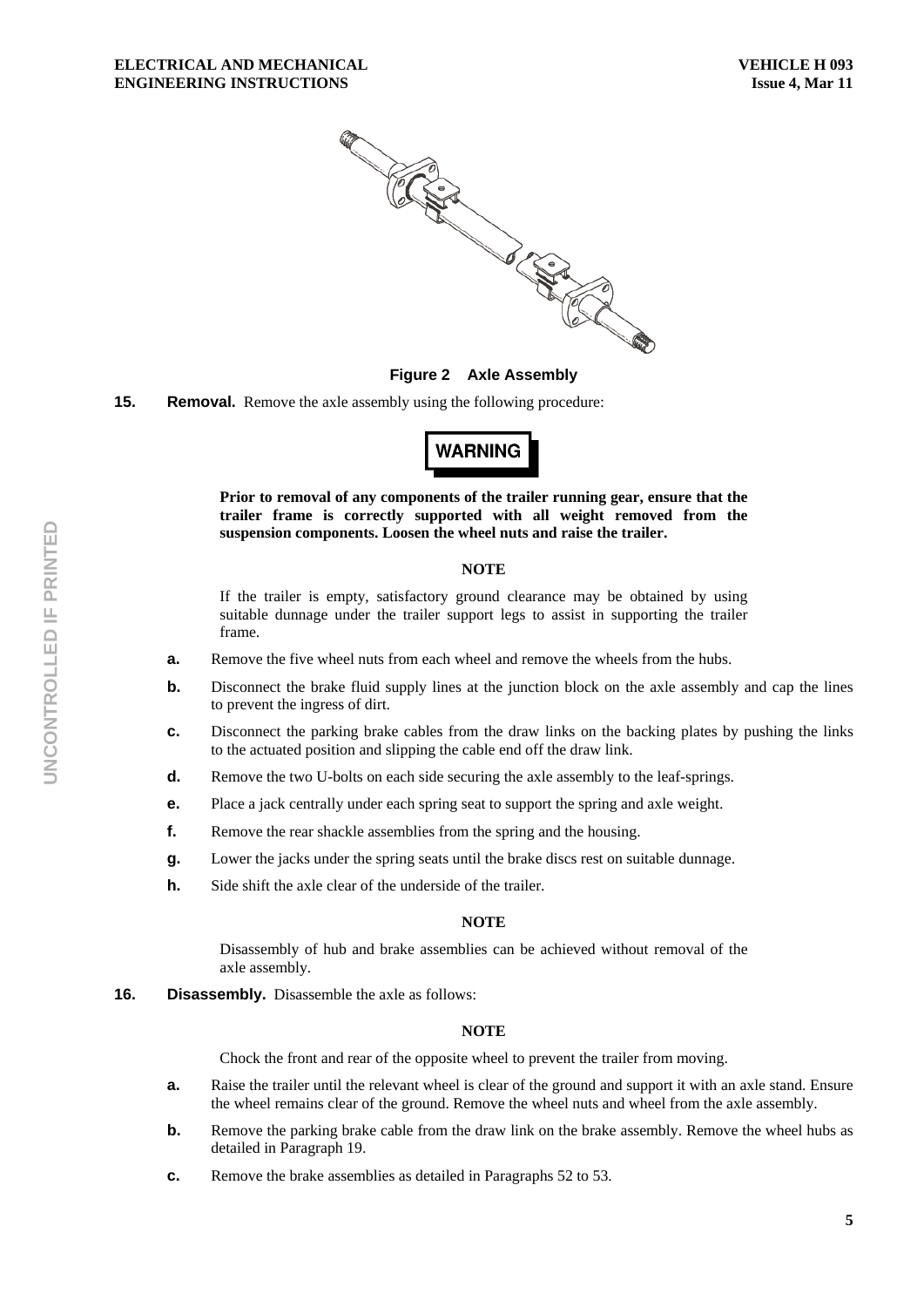**Figure 2 Axle Assembly**

**15. Removal.** Remove the axle assembly using the following procedure:

**WARNING**

**Prior to removal of any components of the trailer running gear, ensure that the trailer frame is correctly supported with all weight removed from the suspension components. Loosen the wheel nuts and raise the trailer.**

**NOTE**

If the trailer is empty, satisfactory ground clearance may be obtained by using suitable dunnage under the trailer support legs to assist in supporting the trailer frame.

**a.** Remove the five wheel nuts from each wheel and remove the wheels from the hubs.

**b.** Disconnect the brake fluid supply lines at the junction block on the axle assembly and cap the lines to prevent the ingress of dirt.

**c.** Disconnect the parking brake cables from the draw links on the backing plates by pushing the links to the actuated position and slipping the cable end off the draw link.

**d.** Remove the two U-bolts on each side securing the axle assembly to the leaf-springs.

**e.** Place a jack centrally under each spring seat to support the spring and axle weight.

**f.** Remove the rear shackle assemblies from the spring and the housing.

**g.** Lower the jacks under the spring seats until the brake discs rest on suitable dunnage.

**h.** Side shift the axle clear of the underside of the trailer.

**NOTE**

Disassembly of hub and brake assemblies can be achieved without removal of the axle assembly.

**16. Disassembly.** Disassemble the axle as follows:

**NOTE**

Chock the front and rear of the opposite wheel to prevent the trailer from moving.

**a.** Raise the trailer until the relevant wheel is clear of the ground and support it with an axle stand. Ensure the wheel remains clear of the ground. Remove the wheel nuts and wheel from the axle assembly.

**b.** Remove the parking brake cable from the draw link on the brake assembly. Remove the wheel hubs as detailed in Paragraph 19.

**c.** Remove the brake assemblies as detailed in Paragraphs 52 to 53.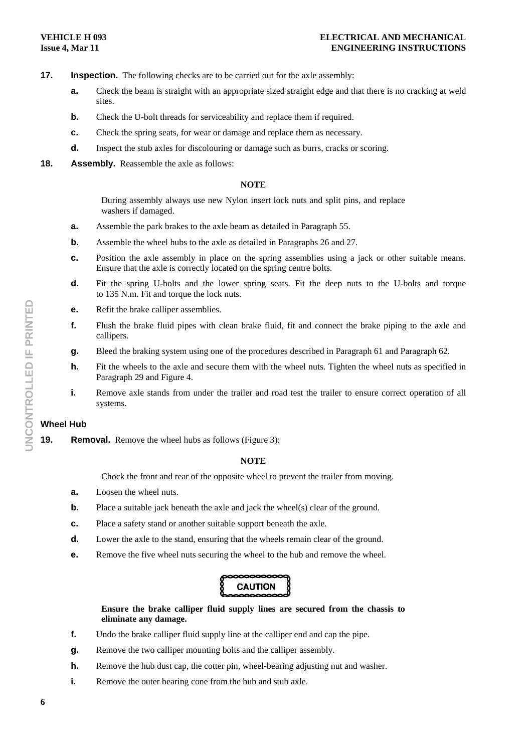**17. Inspection.** The following checks are to be carried out for the axle assembly:

- **a.** Check the beam is straight with an appropriate sized straight edge and that there is no cracking at weld sites.
- **b.** Check the U-bolt threads for serviceability and replace them if required.
- **c.** Check the spring seats, for wear or damage and replace them as necessary.
- **d.** Inspect the stub axles for discolouring or damage such as burrs, cracks or scoring.

**18. Assembly.** Reassemble the axle as follows:

**NOTE**

During assembly always use new Nylon insert lock nuts and split pins, and replace washers if damaged.

- **a.** Assemble the park brakes to the axle beam as detailed in Paragraph 55.
- **b.** Assemble the wheel hubs to the axle as detailed in Paragraphs 26 and 27.
- **c.** Position the axle assembly in place on the spring assemblies using a jack or other suitable means. Ensure that the axle is correctly located on the spring centre bolts.
- **d.** Fit the spring U-bolts and the lower spring seats. Fit the deep nuts to the U-bolts and torque to 135 N.m. Fit and torque the lock nuts.
- **e.** Refit the brake calliper assemblies.
- **f.** Flush the brake fluid pipes with clean brake fluid, fit and connect the brake piping to the axle and callipers.
- **g.** Bleed the braking system using one of the procedures described in Paragraph 61 and Paragraph 62.
- **h.** Fit the wheels to the axle and secure them with the wheel nuts. Tighten the wheel nuts as specified in Paragraph 29 and Figure 4.
- **i.** Remove axle stands from under the trailer and road test the trailer to ensure correct operation of all systems.

### Wheel Hub

**19. Removal.** Remove the wheel hubs as follows (Figure 3):

**NOTE**

Chock the front and rear of the opposite wheel to prevent the trailer from moving.

- **a.** Loosen the wheel nuts.
- **b.** Place a suitable jack beneath the axle and jack the wheel(s) clear of the ground.
- **c.** Place a safety stand or another suitable support beneath the axle.
- **d.** Lower the axle to the stand, ensuring that the wheels remain clear of the ground.
- **e.** Remove the five wheel nuts securing the wheel to the hub and remove the wheel.

**CAUTION**

**Ensure the brake calliper fluid supply lines are secured from the chassis to eliminate any damage.**

- **f.** Undo the brake calliper fluid supply line at the calliper end and cap the pipe.
- **g.** Remove the two calliper mounting bolts and the calliper assembly.
- **h.** Remove the hub dust cap, the cotter pin, wheel-bearing adjusting nut and washer.
- **i.** Remove the outer bearing cone from the hub and stub axle.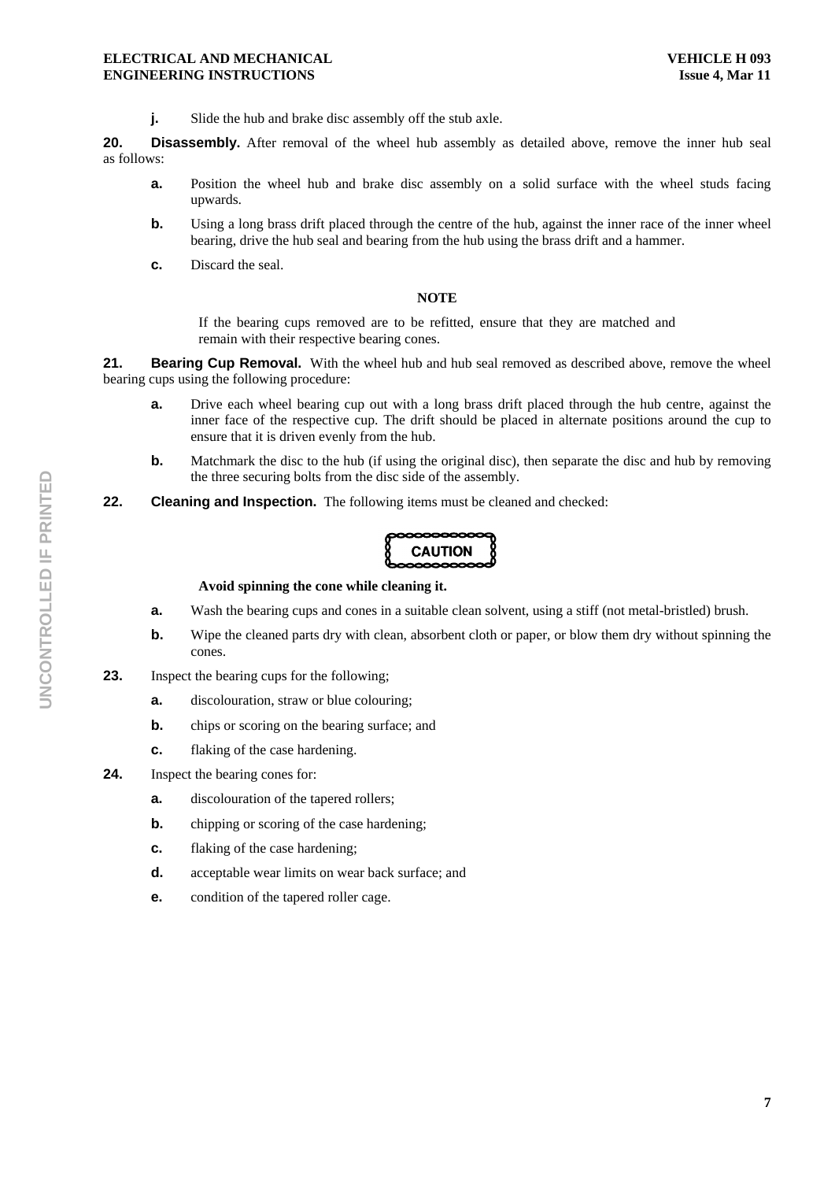**j.** Slide the hub and brake disc assembly off the stub axle.

**20. Disassembly.** After removal of the wheel hub assembly as detailed above, remove the inner hub seal as follows:

**a.** Position the wheel hub and brake disc assembly on a solid surface with the wheel studs facing upwards.

**b.** Using a long brass drift placed through the centre of the hub, against the inner race of the inner wheel bearing, drive the hub seal and bearing from the hub using the brass drift and a hammer.

**c.** Discard the seal.

**NOTE**

If the bearing cups removed are to be refitted, ensure that they are matched and remain with their respective bearing cones.

**21. Bearing Cup Removal.** With the wheel hub and hub seal removed as described above, remove the wheel bearing cups using the following procedure:

**a.** Drive each wheel bearing cup out with a long brass drift placed through the hub centre, against the inner face of the respective cup. The drift should be placed in alternate positions around the cup to ensure that it is driven evenly from the hub.

**b.** Matchmark the disc to the hub (if using the original disc), then separate the disc and hub by removing the three securing bolts from the disc side of the assembly.

**22. Cleaning and Inspection.** The following items must be cleaned and checked:

**CAUTION**

**Avoid spinning the cone while cleaning it.**

**a.** Wash the bearing cups and cones in a suitable clean solvent, using a stiff (not metal-bristled) brush.

**b.** Wipe the cleaned parts dry with clean, absorbent cloth or paper, or blow them dry without spinning the cones.

**23.** Inspect the bearing cups for the following;

**a.** discolouration, straw or blue colouring;

**b.** chips or scoring on the bearing surface; and

**c.** flaking of the case hardening.

**24.** Inspect the bearing cones for:

**a.** discolouration of the tapered rollers;

**b.** chipping or scoring of the case hardening;

**c.** flaking of the case hardening;

**d.** acceptable wear limits on wear back surface; and

**e.** condition of the tapered roller cage.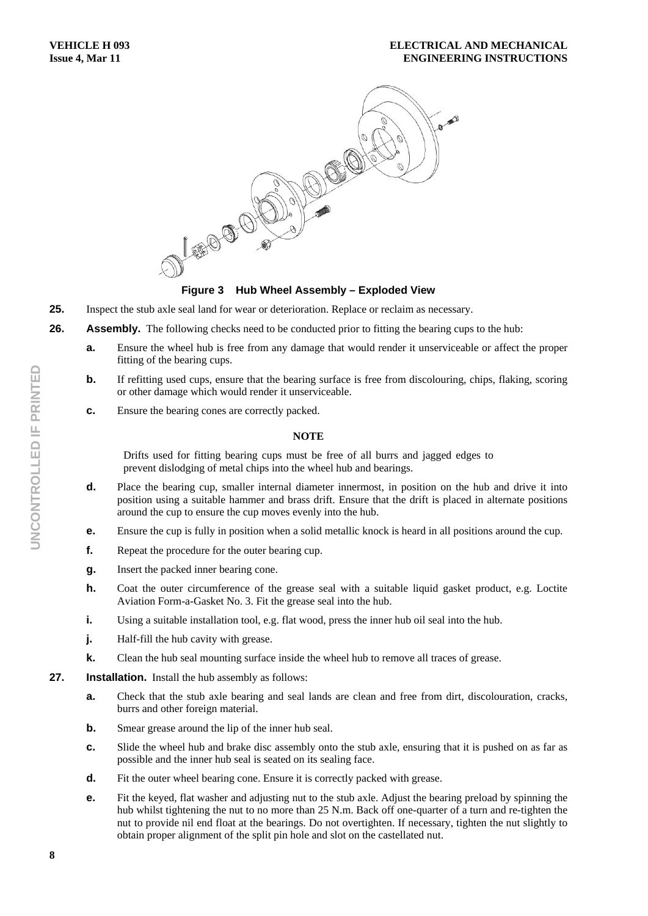**Figure 3 Hub Wheel Assembly – Exploded View**

**25.** Inspect the stub axle seal land for wear or deterioration. Replace or reclaim as necessary.

**26.** **Assembly.** The following checks need to be conducted prior to fitting the bearing cups to the hub:

**a.** Ensure the wheel hub is free from any damage that would render it unserviceable or affect the proper fitting of the bearing cups.

**b.** If refitting used cups, ensure that the bearing surface is free from discolouring, chips, flaking, scoring or other damage which would render it unserviceable.

**c.** Ensure the bearing cones are correctly packed.

**NOTE**

Drifts used for fitting bearing cups must be free of all burrs and jagged edges to prevent dislodging of metal chips into the wheel hub and bearings.

**d.** Place the bearing cup, smaller internal diameter innermost, in position on the hub and drive it into position using a suitable hammer and brass drift. Ensure that the drift is placed in alternate positions around the cup to ensure the cup moves evenly into the hub.

**e.** Ensure the cup is fully in position when a solid metallic knock is heard in all positions around the cup.

**f.** Repeat the procedure for the outer bearing cup.

**g.** Insert the packed inner bearing cone.

**h.** Coat the outer circumference of the grease seal with a suitable liquid gasket product, e.g. Loctite Aviation Form-a-Gasket No. 3. Fit the grease seal into the hub.

**i.** Using a suitable installation tool, e.g. flat wood, press the inner hub oil seal into the hub.

**j.** Half-fill the hub cavity with grease.

**k.** Clean the hub seal mounting surface inside the wheel hub to remove all traces of grease.

**27.** **Installation.** Install the hub assembly as follows:

**a.** Check that the stub axle bearing and seal lands are clean and free from dirt, discolouration, cracks, burrs and other foreign material.

**b.** Smear grease around the lip of the inner hub seal.

**c.** Slide the wheel hub and brake disc assembly onto the stub axle, ensuring that it is pushed on as far as possible and the inner hub seal is seated on its sealing face.

**d.** Fit the outer wheel bearing cone. Ensure it is correctly packed with grease.

**e.** Fit the keyed, flat washer and adjusting nut to the stub axle. Adjust the bearing preload by spinning the hub whilst tightening the nut to no more than 25 N.m. Back off one-quarter of a turn and re-tighten the nut to provide nil end float at the bearings. Do not overtighten. If necessary, tighten the nut slightly to obtain proper alignment of the split pin hole and slot on the castellated nut.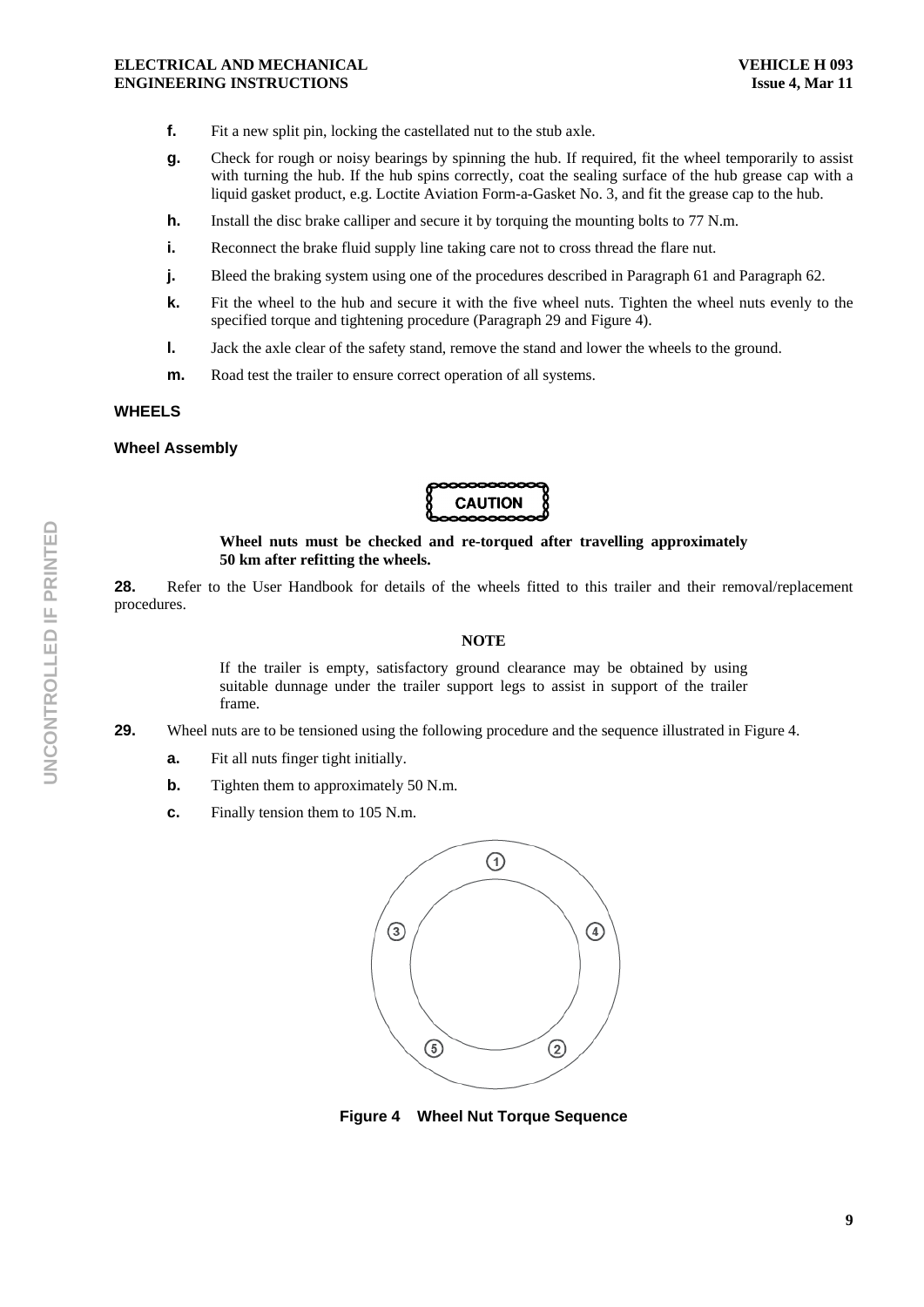**f.** Fit a new split pin, locking the castellated nut to the stub axle.

**g.** Check for rough or noisy bearings by spinning the hub. If required, fit the wheel temporarily to assist with turning the hub. If the hub spins correctly, coat the sealing surface of the hub grease cap with a liquid gasket product, e.g. Loctite Aviation Form-a-Gasket No. 3, and fit the grease cap to the hub.

**h.** Install the disc brake calliper and secure it by torquing the mounting bolts to 77 N.m.

**i.** Reconnect the brake fluid supply line taking care not to cross thread the flare nut.

**j.** Bleed the braking system using one of the procedures described in Paragraph 61 and Paragraph 62.

**k.** Fit the wheel to the hub and secure it with the five wheel nuts. Tighten the wheel nuts evenly to the specified torque and tightening procedure (Paragraph 29 and Figure 4).

**l.** Jack the axle clear of the safety stand, remove the stand and lower the wheels to the ground.

**m.** Road test the trailer to ensure correct operation of all systems.

## WHEELS

### Wheel Assembly

**CAUTION**

**Wheel nuts must be checked and re-torqued after travelling approximately 50 km after refitting the wheels.**

**28.** Refer to the User Handbook for details of the wheels fitted to this trailer and their removal/replacement procedures.

**NOTE**

If the trailer is empty, satisfactory ground clearance may be obtained by using suitable dunnage under the trailer support legs to assist in support of the trailer frame.

**29.** Wheel nuts are to be tensioned using the following procedure and the sequence illustrated in Figure 4.

**a.** Fit all nuts finger tight initially.

**b.** Tighten them to approximately 50 N.m.

**c.** Finally tension them to 105 N.m.

**Figure 4 Wheel Nut Torque Sequence**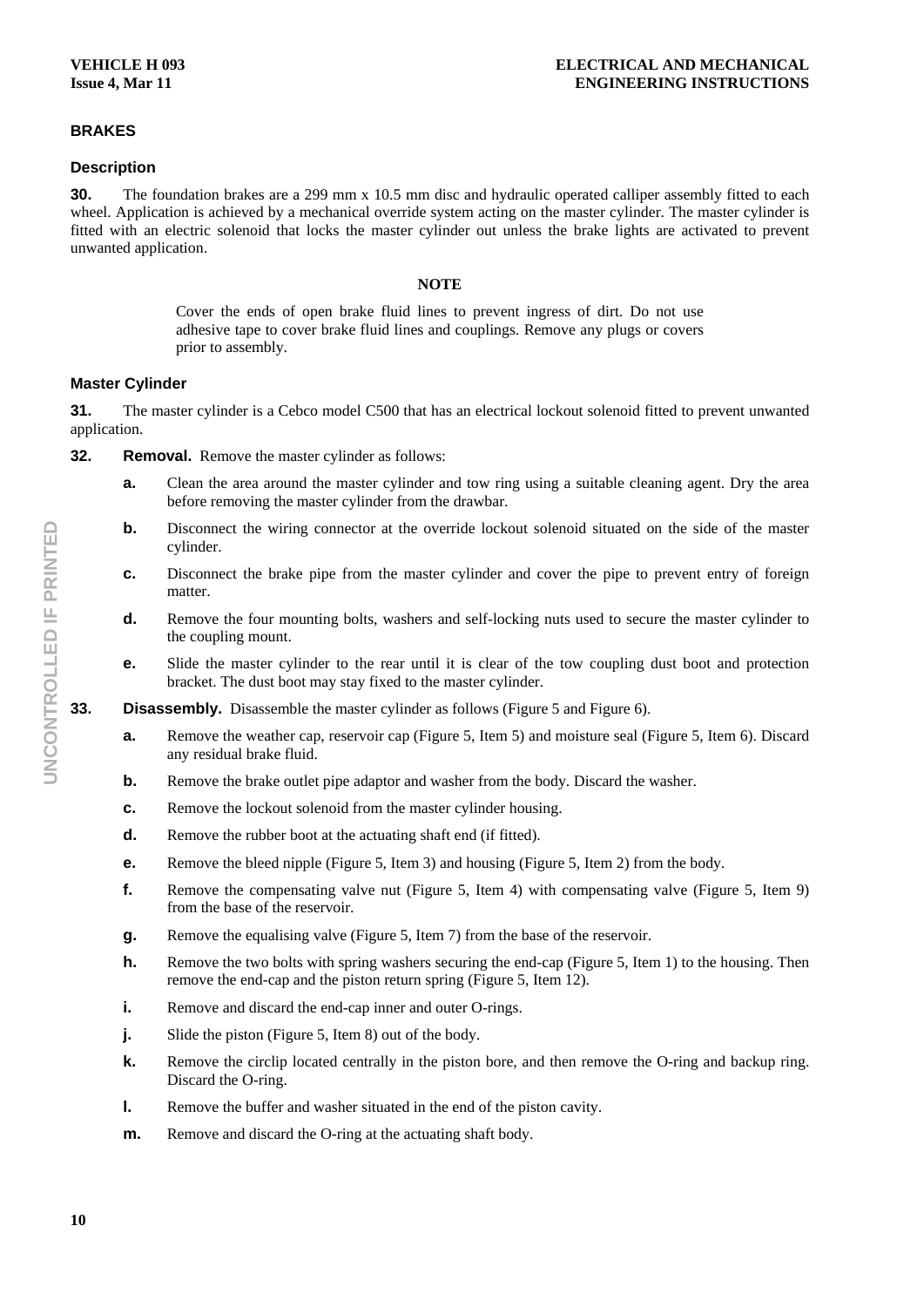## BRAKES

### Description

**30.** The foundation brakes are a 299 mm x 10.5 mm disc and hydraulic operated calliper assembly fitted to each wheel. Application is achieved by a mechanical override system acting on the master cylinder. The master cylinder is fitted with an electric solenoid that locks the master cylinder out unless the brake lights are activated to prevent unwanted application.

**NOTE**

Cover the ends of open brake fluid lines to prevent ingress of dirt. Do not use adhesive tape to cover brake fluid lines and couplings. Remove any plugs or covers prior to assembly.

### Master Cylinder

**31.** The master cylinder is a Cebco model C500 that has an electrical lockout solenoid fitted to prevent unwanted application.

**32.** **Removal.** Remove the master cylinder as follows:

- **a.** Clean the area around the master cylinder and tow ring using a suitable cleaning agent. Dry the area before removing the master cylinder from the drawbar.
- **b.** Disconnect the wiring connector at the override lockout solenoid situated on the side of the master cylinder.
- **c.** Disconnect the brake pipe from the master cylinder and cover the pipe to prevent entry of foreign matter.
- **d.** Remove the four mounting bolts, washers and self-locking nuts used to secure the master cylinder to the coupling mount.
- **e.** Slide the master cylinder to the rear until it is clear of the tow coupling dust boot and protection bracket. The dust boot may stay fixed to the master cylinder.

**33.** **Disassembly.** Disassemble the master cylinder as follows (Figure 5 and Figure 6).

- **a.** Remove the weather cap, reservoir cap (Figure 5, Item 5) and moisture seal (Figure 5, Item 6). Discard any residual brake fluid.
- **b.** Remove the brake outlet pipe adaptor and washer from the body. Discard the washer.
- **c.** Remove the lockout solenoid from the master cylinder housing.
- **d.** Remove the rubber boot at the actuating shaft end (if fitted).
- **e.** Remove the bleed nipple (Figure 5, Item 3) and housing (Figure 5, Item 2) from the body.
- **f.** Remove the compensating valve nut (Figure 5, Item 4) with compensating valve (Figure 5, Item 9) from the base of the reservoir.
- **g.** Remove the equalising valve (Figure 5, Item 7) from the base of the reservoir.
- **h.** Remove the two bolts with spring washers securing the end-cap (Figure 5, Item 1) to the housing. Then remove the end-cap and the piston return spring (Figure 5, Item 12).
- **i.** Remove and discard the end-cap inner and outer O-rings.
- **j.** Slide the piston (Figure 5, Item 8) out of the body.
- **k.** Remove the circlip located centrally in the piston bore, and then remove the O-ring and backup ring. Discard the O-ring.
- **l.** Remove the buffer and washer situated in the end of the piston cavity.
- **m.** Remove and discard the O-ring at the actuating shaft body.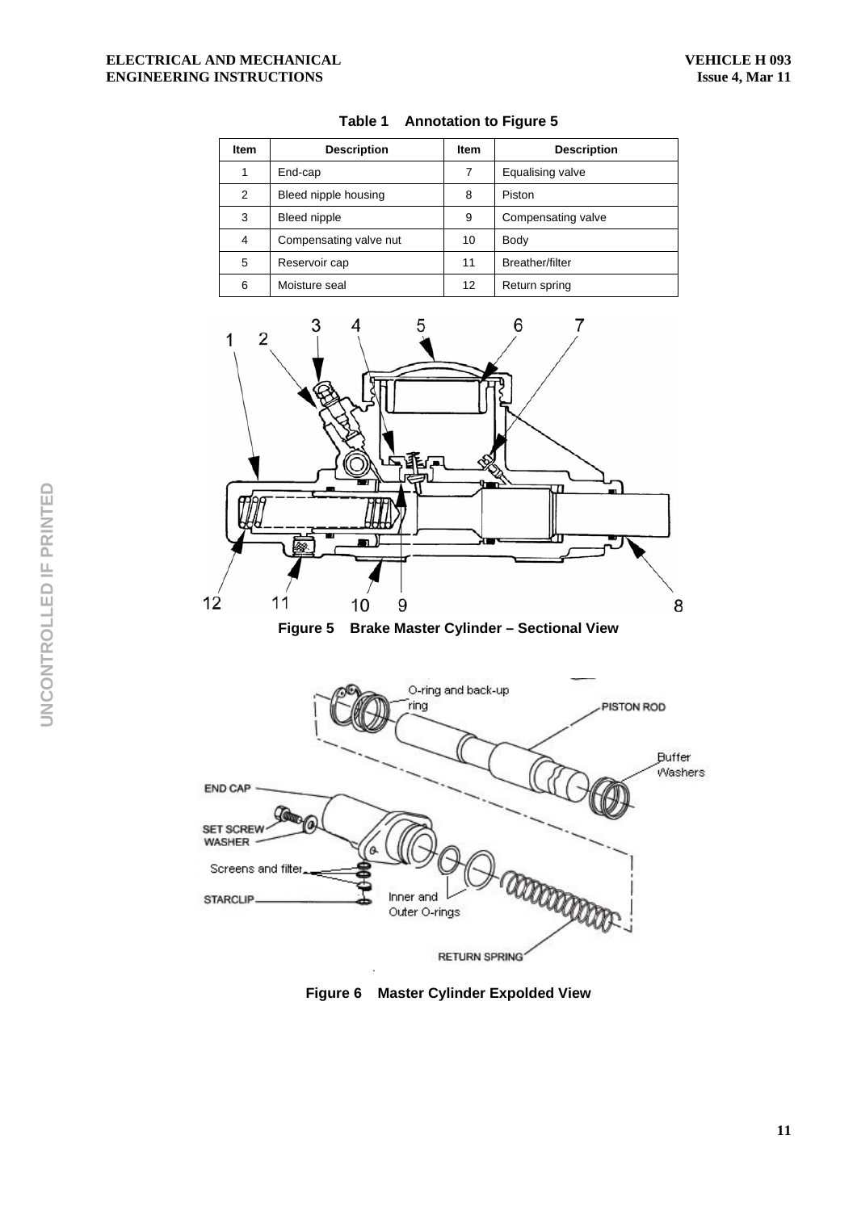**Table 1 Annotation to Figure 5**

| Item | Description | Item | Description |
|---|---|---|---|
| 1 | End-cap | 7 | Equalising valve |
| 2 | Bleed nipple housing | 8 | Piston |
| 3 | Bleed nipple | 9 | Compensating valve |
| 4 | Compensating valve nut | 10 | Body |
| 5 | Reservoir cap | 11 | Breather/filter |
| 6 | Moisture seal | 12 | Return spring |

**Figure 5 Brake Master Cylinder – Sectional View**

**Figure 6 Master Cylinder Expolded View**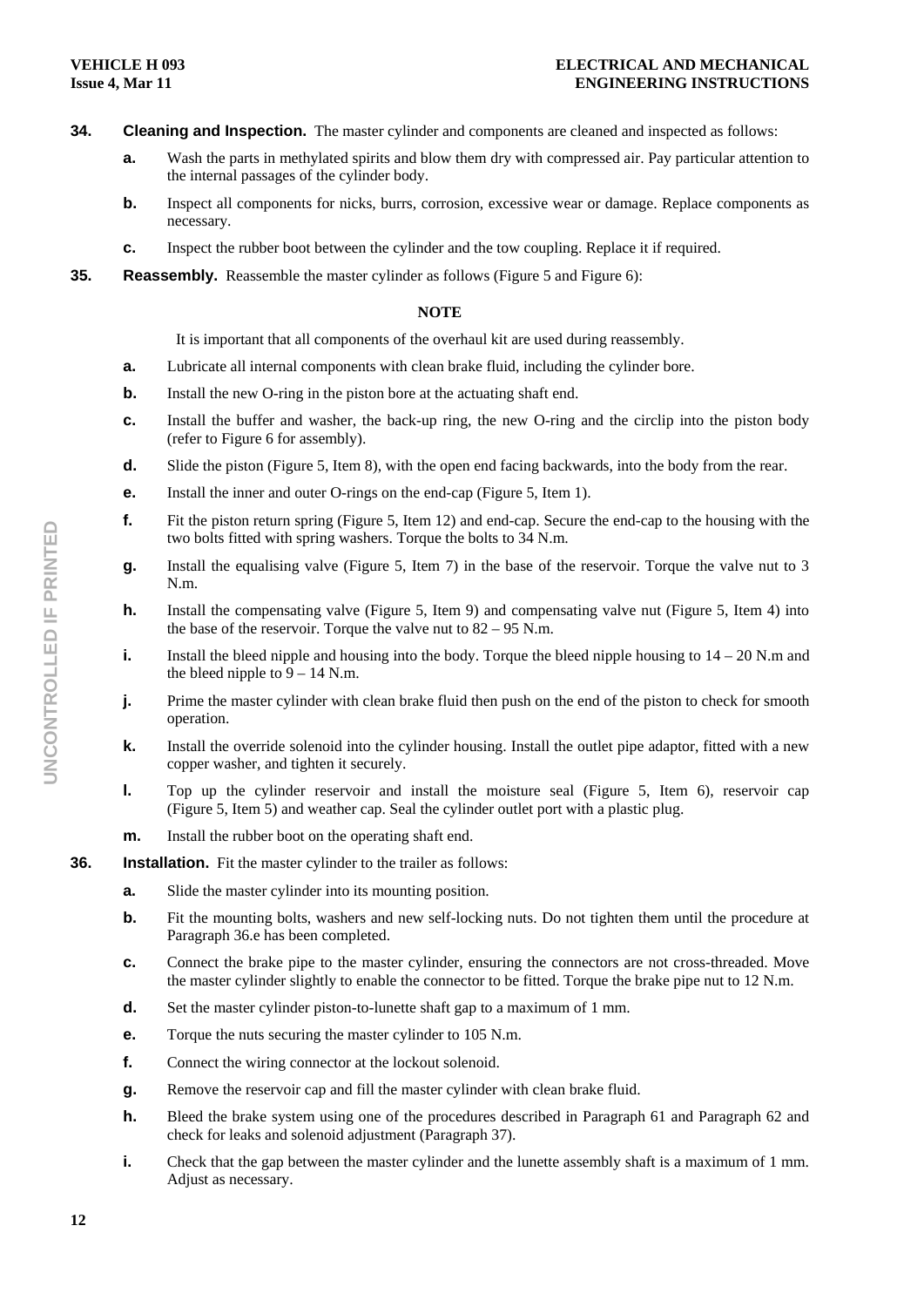**34. Cleaning and Inspection.** The master cylinder and components are cleaned and inspected as follows:

- **a.** Wash the parts in methylated spirits and blow them dry with compressed air. Pay particular attention to the internal passages of the cylinder body.
- **b.** Inspect all components for nicks, burrs, corrosion, excessive wear or damage. Replace components as necessary.
- **c.** Inspect the rubber boot between the cylinder and the tow coupling. Replace it if required.

**35. Reassembly.** Reassemble the master cylinder as follows (Figure 5 and Figure 6):

**NOTE**

It is important that all components of the overhaul kit are used during reassembly.

- **a.** Lubricate all internal components with clean brake fluid, including the cylinder bore.
- **b.** Install the new O-ring in the piston bore at the actuating shaft end.
- **c.** Install the buffer and washer, the back-up ring, the new O-ring and the circlip into the piston body (refer to Figure 6 for assembly).
- **d.** Slide the piston (Figure 5, Item 8), with the open end facing backwards, into the body from the rear.
- **e.** Install the inner and outer O-rings on the end-cap (Figure 5, Item 1).
- **f.** Fit the piston return spring (Figure 5, Item 12) and end-cap. Secure the end-cap to the housing with the two bolts fitted with spring washers. Torque the bolts to 34 N.m.
- **g.** Install the equalising valve (Figure 5, Item 7) in the base of the reservoir. Torque the valve nut to 3 N.m.
- **h.** Install the compensating valve (Figure 5, Item 9) and compensating valve nut (Figure 5, Item 4) into the base of the reservoir. Torque the valve nut to 82 – 95 N.m.
- **i.** Install the bleed nipple and housing into the body. Torque the bleed nipple housing to 14 – 20 N.m and the bleed nipple to 9 – 14 N.m.
- **j.** Prime the master cylinder with clean brake fluid then push on the end of the piston to check for smooth operation.
- **k.** Install the override solenoid into the cylinder housing. Install the outlet pipe adaptor, fitted with a new copper washer, and tighten it securely.
- **l.** Top up the cylinder reservoir and install the moisture seal (Figure 5, Item 6), reservoir cap (Figure 5, Item 5) and weather cap. Seal the cylinder outlet port with a plastic plug.
- **m.** Install the rubber boot on the operating shaft end.

**36. Installation.** Fit the master cylinder to the trailer as follows:

- **a.** Slide the master cylinder into its mounting position.
- **b.** Fit the mounting bolts, washers and new self-locking nuts. Do not tighten them until the procedure at Paragraph 36.e has been completed.
- **c.** Connect the brake pipe to the master cylinder, ensuring the connectors are not cross-threaded. Move the master cylinder slightly to enable the connector to be fitted. Torque the brake pipe nut to 12 N.m.
- **d.** Set the master cylinder piston-to-lunette shaft gap to a maximum of 1 mm.
- **e.** Torque the nuts securing the master cylinder to 105 N.m.
- **f.** Connect the wiring connector at the lockout solenoid.
- **g.** Remove the reservoir cap and fill the master cylinder with clean brake fluid.
- **h.** Bleed the brake system using one of the procedures described in Paragraph 61 and Paragraph 62 and check for leaks and solenoid adjustment (Paragraph 37).
- **i.** Check that the gap between the master cylinder and the lunette assembly shaft is a maximum of 1 mm. Adjust as necessary.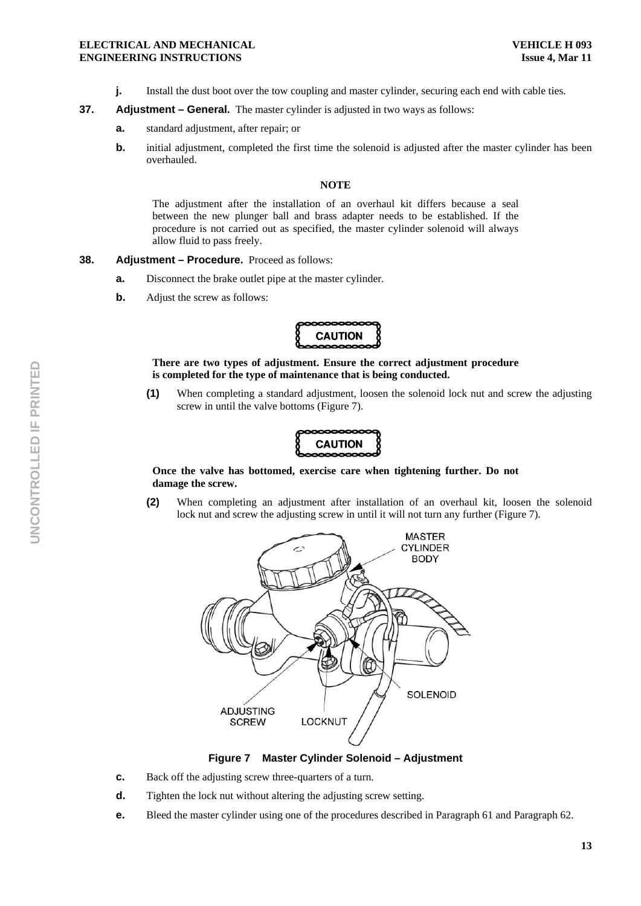**j.** Install the dust boot over the tow coupling and master cylinder, securing each end with cable ties.

**37. Adjustment – General.** The master cylinder is adjusted in two ways as follows:

**a.** standard adjustment, after repair; or

**b.** initial adjustment, completed the first time the solenoid is adjusted after the master cylinder has been overhauled.

**NOTE**

The adjustment after the installation of an overhaul kit differs because a seal between the new plunger ball and brass adapter needs to be established. If the procedure is not carried out as specified, the master cylinder solenoid will always allow fluid to pass freely.

**38. Adjustment – Procedure.** Proceed as follows:

**a.** Disconnect the brake outlet pipe at the master cylinder.

**b.** Adjust the screw as follows:

**CAUTION**

**There are two types of adjustment. Ensure the correct adjustment procedure is completed for the type of maintenance that is being conducted.**

**(1)** When completing a standard adjustment, loosen the solenoid lock nut and screw the adjusting screw in until the valve bottoms (Figure 7).

**CAUTION**

**Once the valve has bottomed, exercise care when tightening further. Do not damage the screw.**

**(2)** When completing an adjustment after installation of an overhaul kit, loosen the solenoid lock nut and screw the adjusting screw in until it will not turn any further (Figure 7).

**Figure 7 Master Cylinder Solenoid – Adjustment**

**c.** Back off the adjusting screw three-quarters of a turn.

**d.** Tighten the lock nut without altering the adjusting screw setting.

**e.** Bleed the master cylinder using one of the procedures described in Paragraph 61 and Paragraph 62.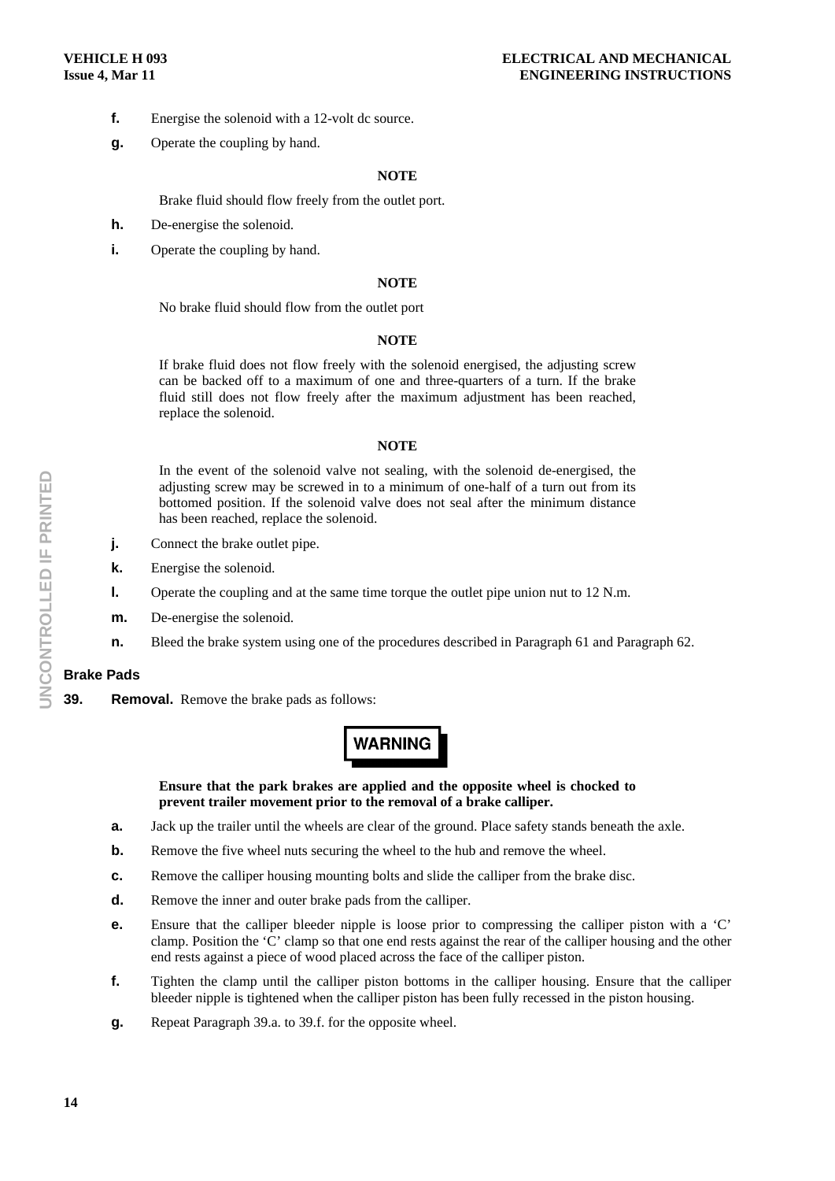**f.** Energise the solenoid with a 12-volt dc source.

**g.** Operate the coupling by hand.

**NOTE**

Brake fluid should flow freely from the outlet port.

**h.** De-energise the solenoid.

**i.** Operate the coupling by hand.

**NOTE**

No brake fluid should flow from the outlet port

**NOTE**

If brake fluid does not flow freely with the solenoid energised, the adjusting screw can be backed off to a maximum of one and three-quarters of a turn. If the brake fluid still does not flow freely after the maximum adjustment has been reached, replace the solenoid.

**NOTE**

In the event of the solenoid valve not sealing, with the solenoid de-energised, the adjusting screw may be screwed in to a minimum of one-half of a turn out from its bottomed position. If the solenoid valve does not seal after the minimum distance has been reached, replace the solenoid.

**j.** Connect the brake outlet pipe.

**k.** Energise the solenoid.

**l.** Operate the coupling and at the same time torque the outlet pipe union nut to 12 N.m.

**m.** De-energise the solenoid.

**n.** Bleed the brake system using one of the procedures described in Paragraph 61 and Paragraph 62.

## Brake Pads

**39. Removal.** Remove the brake pads as follows:

**WARNING**

**Ensure that the park brakes are applied and the opposite wheel is chocked to prevent trailer movement prior to the removal of a brake calliper.**

**a.** Jack up the trailer until the wheels are clear of the ground. Place safety stands beneath the axle.

**b.** Remove the five wheel nuts securing the wheel to the hub and remove the wheel.

**c.** Remove the calliper housing mounting bolts and slide the calliper from the brake disc.

**d.** Remove the inner and outer brake pads from the calliper.

**e.** Ensure that the calliper bleeder nipple is loose prior to compressing the calliper piston with a 'C' clamp. Position the 'C' clamp so that one end rests against the rear of the calliper housing and the other end rests against a piece of wood placed across the face of the calliper piston.

**f.** Tighten the clamp until the calliper piston bottoms in the calliper housing. Ensure that the calliper bleeder nipple is tightened when the calliper piston has been fully recessed in the piston housing.

**g.** Repeat Paragraph 39.a. to 39.f. for the opposite wheel.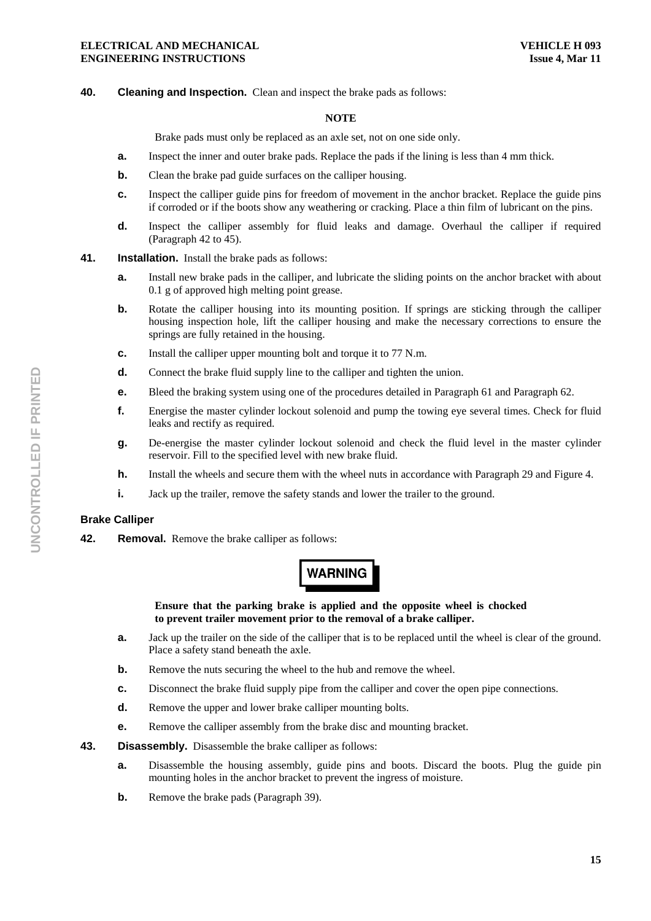**40. Cleaning and Inspection.** Clean and inspect the brake pads as follows:

**NOTE**

Brake pads must only be replaced as an axle set, not on one side only.

- **a.** Inspect the inner and outer brake pads. Replace the pads if the lining is less than 4 mm thick.
- **b.** Clean the brake pad guide surfaces on the calliper housing.
- **c.** Inspect the calliper guide pins for freedom of movement in the anchor bracket. Replace the guide pins if corroded or if the boots show any weathering or cracking. Place a thin film of lubricant on the pins.
- **d.** Inspect the calliper assembly for fluid leaks and damage. Overhaul the calliper if required (Paragraph 42 to 45).

**41. Installation.** Install the brake pads as follows:

- **a.** Install new brake pads in the calliper, and lubricate the sliding points on the anchor bracket with about 0.1 g of approved high melting point grease.
- **b.** Rotate the calliper housing into its mounting position. If springs are sticking through the calliper housing inspection hole, lift the calliper housing and make the necessary corrections to ensure the springs are fully retained in the housing.
- **c.** Install the calliper upper mounting bolt and torque it to 77 N.m.
- **d.** Connect the brake fluid supply line to the calliper and tighten the union.
- **e.** Bleed the braking system using one of the procedures detailed in Paragraph 61 and Paragraph 62.
- **f.** Energise the master cylinder lockout solenoid and pump the towing eye several times. Check for fluid leaks and rectify as required.
- **g.** De-energise the master cylinder lockout solenoid and check the fluid level in the master cylinder reservoir. Fill to the specified level with new brake fluid.
- **h.** Install the wheels and secure them with the wheel nuts in accordance with Paragraph 29 and Figure 4.
- **i.** Jack up the trailer, remove the safety stands and lower the trailer to the ground.

### Brake Calliper

**42. Removal.** Remove the brake calliper as follows:

**WARNING**

**Ensure that the parking brake is applied and the opposite wheel is chocked to prevent trailer movement prior to the removal of a brake calliper.**

- **a.** Jack up the trailer on the side of the calliper that is to be replaced until the wheel is clear of the ground. Place a safety stand beneath the axle.
- **b.** Remove the nuts securing the wheel to the hub and remove the wheel.
- **c.** Disconnect the brake fluid supply pipe from the calliper and cover the open pipe connections.
- **d.** Remove the upper and lower brake calliper mounting bolts.
- **e.** Remove the calliper assembly from the brake disc and mounting bracket.

**43. Disassembly.** Disassemble the brake calliper as follows:

- **a.** Disassemble the housing assembly, guide pins and boots. Discard the boots. Plug the guide pin mounting holes in the anchor bracket to prevent the ingress of moisture.
- **b.** Remove the brake pads (Paragraph 39).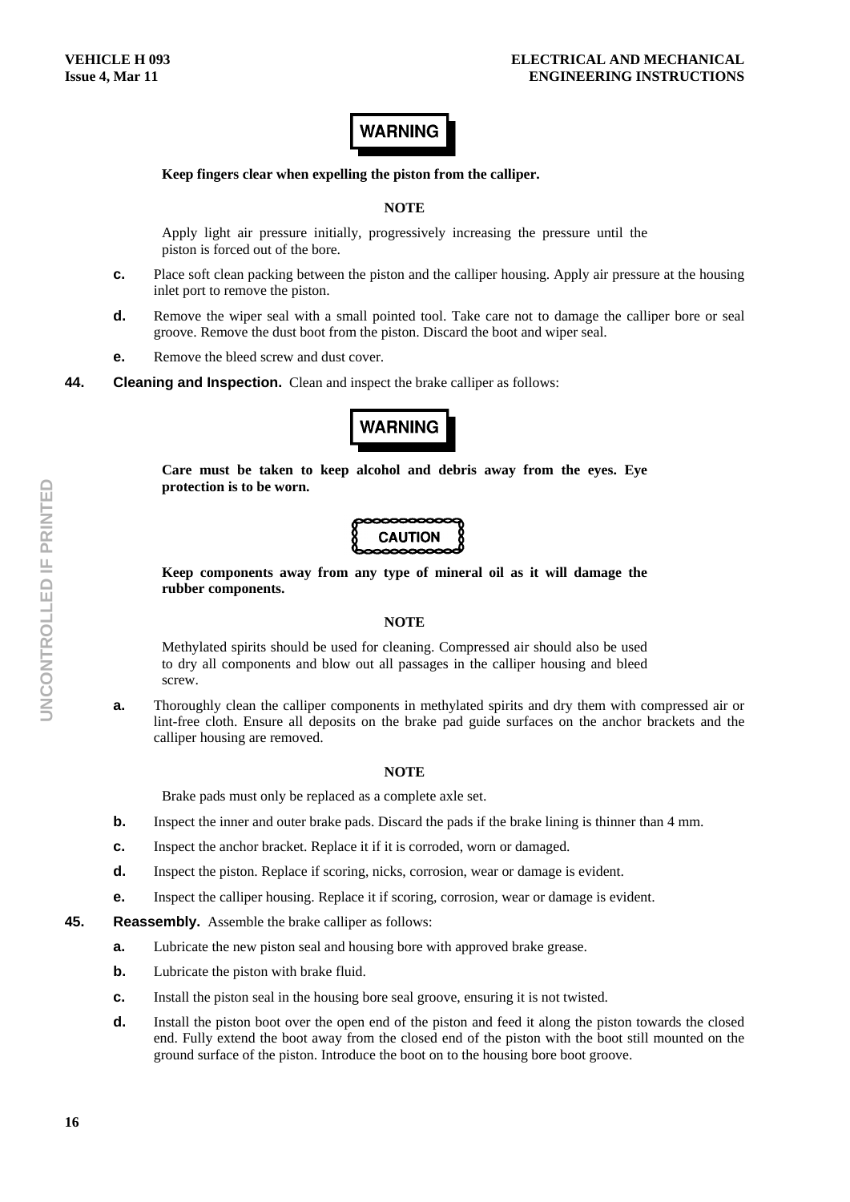**WARNING**

**Keep fingers clear when expelling the piston from the calliper.**

**NOTE**

Apply light air pressure initially, progressively increasing the pressure until the piston is forced out of the bore.

**c.** Place soft clean packing between the piston and the calliper housing. Apply air pressure at the housing inlet port to remove the piston.

**d.** Remove the wiper seal with a small pointed tool. Take care not to damage the calliper bore or seal groove. Remove the dust boot from the piston. Discard the boot and wiper seal.

**e.** Remove the bleed screw and dust cover.

**44. Cleaning and Inspection.** Clean and inspect the brake calliper as follows:

**WARNING**

**Care must be taken to keep alcohol and debris away from the eyes. Eye protection is to be worn.**

**CAUTION**

**Keep components away from any type of mineral oil as it will damage the rubber components.**

**NOTE**

Methylated spirits should be used for cleaning. Compressed air should also be used to dry all components and blow out all passages in the calliper housing and bleed screw.

**a.** Thoroughly clean the calliper components in methylated spirits and dry them with compressed air or lint-free cloth. Ensure all deposits on the brake pad guide surfaces on the anchor brackets and the calliper housing are removed.

**NOTE**

Brake pads must only be replaced as a complete axle set.

**b.** Inspect the inner and outer brake pads. Discard the pads if the brake lining is thinner than 4 mm.

**c.** Inspect the anchor bracket. Replace it if it is corroded, worn or damaged.

**d.** Inspect the piston. Replace if scoring, nicks, corrosion, wear or damage is evident.

**e.** Inspect the calliper housing. Replace it if scoring, corrosion, wear or damage is evident.

**45. Reassembly.** Assemble the brake calliper as follows:

**a.** Lubricate the new piston seal and housing bore with approved brake grease.

**b.** Lubricate the piston with brake fluid.

**c.** Install the piston seal in the housing bore seal groove, ensuring it is not twisted.

**d.** Install the piston boot over the open end of the piston and feed it along the piston towards the closed end. Fully extend the boot away from the closed end of the piston with the boot still mounted on the ground surface of the piston. Introduce the boot on to the housing bore boot groove.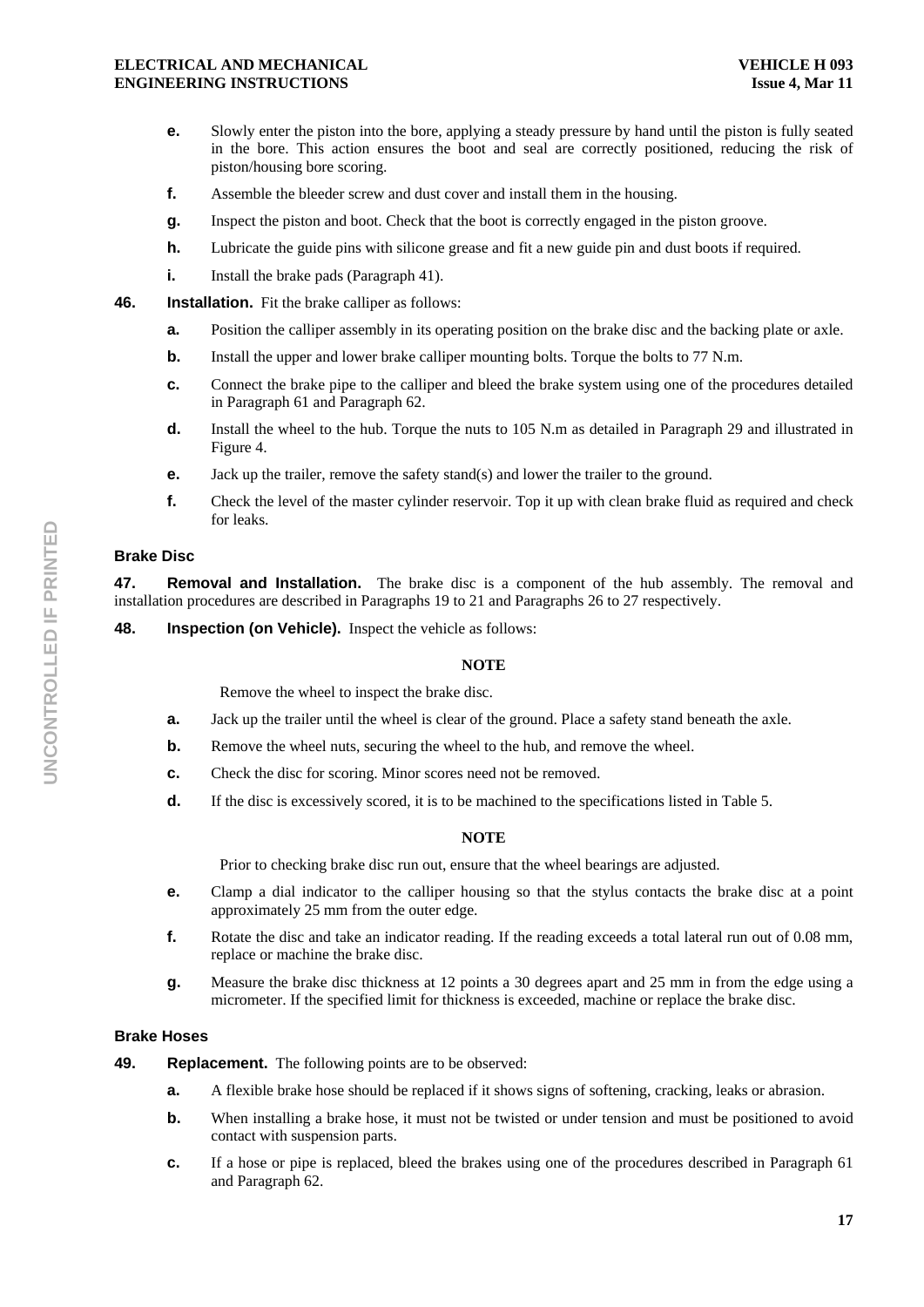e. Slowly enter the piston into the bore, applying a steady pressure by hand until the piston is fully seated in the bore. This action ensures the boot and seal are correctly positioned, reducing the risk of piston/housing bore scoring.

f. Assemble the bleeder screw and dust cover and install them in the housing.

g. Inspect the piston and boot. Check that the boot is correctly engaged in the piston groove.

h. Lubricate the guide pins with silicone grease and fit a new guide pin and dust boots if required.

i. Install the brake pads (Paragraph 41).

**46. Installation.** Fit the brake calliper as follows:

a. Position the calliper assembly in its operating position on the brake disc and the backing plate or axle.

b. Install the upper and lower brake calliper mounting bolts. Torque the bolts to 77 N.m.

c. Connect the brake pipe to the calliper and bleed the brake system using one of the procedures detailed in Paragraph 61 and Paragraph 62.

d. Install the wheel to the hub. Torque the nuts to 105 N.m as detailed in Paragraph 29 and illustrated in Figure 4.

e. Jack up the trailer, remove the safety stand(s) and lower the trailer to the ground.

f. Check the level of the master cylinder reservoir. Top it up with clean brake fluid as required and check for leaks.

### Brake Disc

**47. Removal and Installation.** The brake disc is a component of the hub assembly. The removal and installation procedures are described in Paragraphs 19 to 21 and Paragraphs 26 to 27 respectively.

**48. Inspection (on Vehicle).** Inspect the vehicle as follows:

**NOTE**

Remove the wheel to inspect the brake disc.

a. Jack up the trailer until the wheel is clear of the ground. Place a safety stand beneath the axle.

b. Remove the wheel nuts, securing the wheel to the hub, and remove the wheel.

c. Check the disc for scoring. Minor scores need not be removed.

d. If the disc is excessively scored, it is to be machined to the specifications listed in Table 5.

**NOTE**

Prior to checking brake disc run out, ensure that the wheel bearings are adjusted.

e. Clamp a dial indicator to the calliper housing so that the stylus contacts the brake disc at a point approximately 25 mm from the outer edge.

f. Rotate the disc and take an indicator reading. If the reading exceeds a total lateral run out of 0.08 mm, replace or machine the brake disc.

g. Measure the brake disc thickness at 12 points a 30 degrees apart and 25 mm in from the edge using a micrometer. If the specified limit for thickness is exceeded, machine or replace the brake disc.

### Brake Hoses

**49. Replacement.** The following points are to be observed:

a. A flexible brake hose should be replaced if it shows signs of softening, cracking, leaks or abrasion.

b. When installing a brake hose, it must not be twisted or under tension and must be positioned to avoid contact with suspension parts.

c. If a hose or pipe is replaced, bleed the brakes using one of the procedures described in Paragraph 61 and Paragraph 62.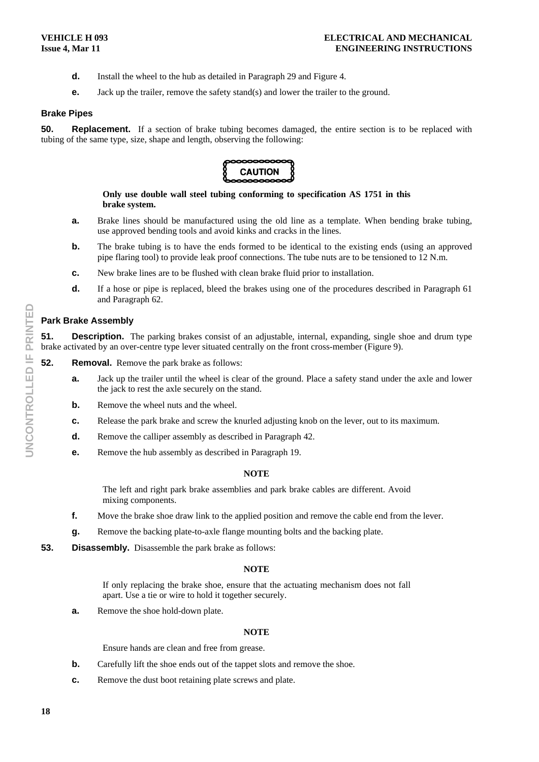d. Install the wheel to the hub as detailed in Paragraph 29 and Figure 4.

e. Jack up the trailer, remove the safety stand(s) and lower the trailer to the ground.

### Brake Pipes

**50. Replacement.** If a section of brake tubing becomes damaged, the entire section is to be replaced with tubing of the same type, size, shape and length, observing the following:

**CAUTION**

**Only use double wall steel tubing conforming to specification AS 1751 in this brake system.**

a. Brake lines should be manufactured using the old line as a template. When bending brake tubing, use approved bending tools and avoid kinks and cracks in the lines.

b. The brake tubing is to have the ends formed to be identical to the existing ends (using an approved pipe flaring tool) to provide leak proof connections. The tube nuts are to be tensioned to 12 N.m.

c. New brake lines are to be flushed with clean brake fluid prior to installation.

d. If a hose or pipe is replaced, bleed the brakes using one of the procedures described in Paragraph 61 and Paragraph 62.

### Park Brake Assembly

**51. Description.** The parking brakes consist of an adjustable, internal, expanding, single shoe and drum type brake activated by an over-centre type lever situated centrally on the front cross-member (Figure 9).

**52. Removal.** Remove the park brake as follows:

a. Jack up the trailer until the wheel is clear of the ground. Place a safety stand under the axle and lower the jack to rest the axle securely on the stand.

b. Remove the wheel nuts and the wheel.

c. Release the park brake and screw the knurled adjusting knob on the lever, out to its maximum.

d. Remove the calliper assembly as described in Paragraph 42.

e. Remove the hub assembly as described in Paragraph 19.

**NOTE**

The left and right park brake assemblies and park brake cables are different. Avoid mixing components.

f. Move the brake shoe draw link to the applied position and remove the cable end from the lever.

g. Remove the backing plate-to-axle flange mounting bolts and the backing plate.

**53. Disassembly.** Disassemble the park brake as follows:

**NOTE**

If only replacing the brake shoe, ensure that the actuating mechanism does not fall apart. Use a tie or wire to hold it together securely.

a. Remove the shoe hold-down plate.

**NOTE**

Ensure hands are clean and free from grease.

b. Carefully lift the shoe ends out of the tappet slots and remove the shoe.

c. Remove the dust boot retaining plate screws and plate.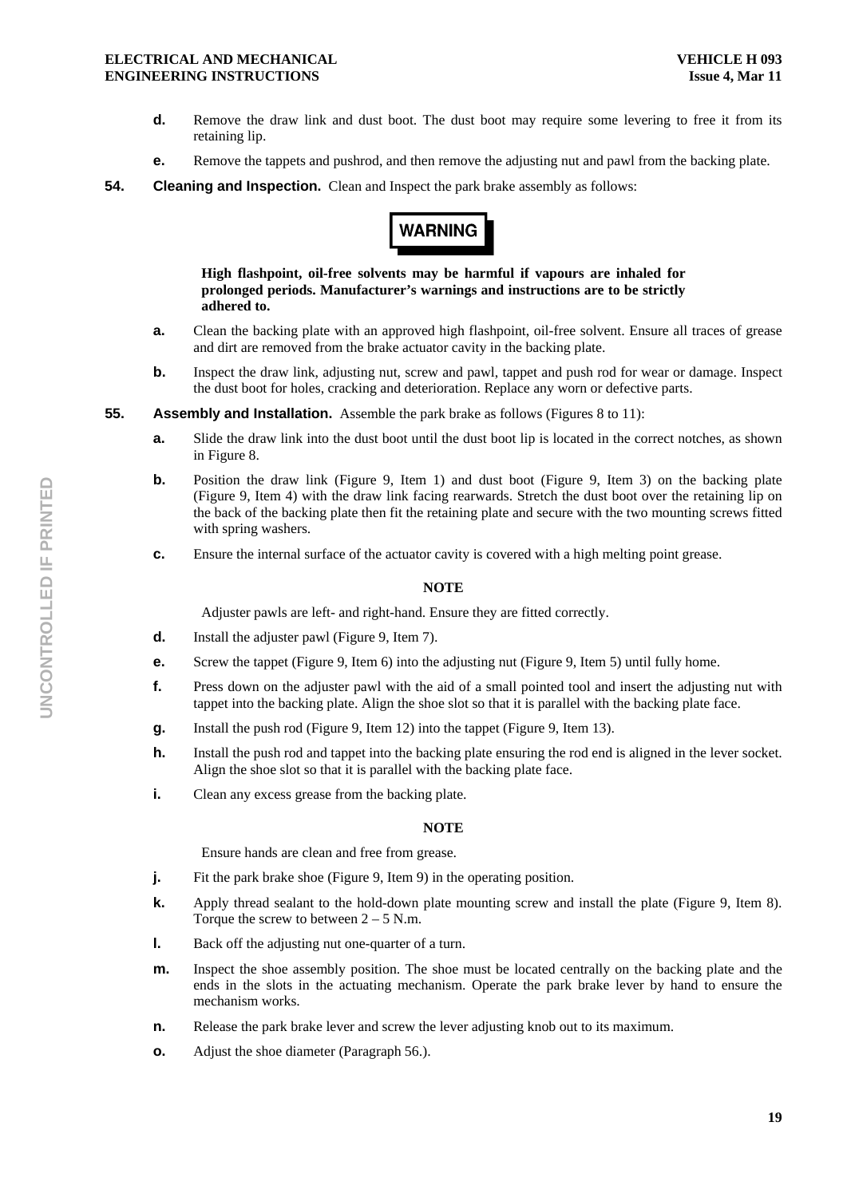**d.** Remove the draw link and dust boot. The dust boot may require some levering to free it from its retaining lip.

**e.** Remove the tappets and pushrod, and then remove the adjusting nut and pawl from the backing plate.

**54. Cleaning and Inspection.** Clean and Inspect the park brake assembly as follows:

**WARNING**

**High flashpoint, oil-free solvents may be harmful if vapours are inhaled for prolonged periods. Manufacturer's warnings and instructions are to be strictly adhered to.**

**a.** Clean the backing plate with an approved high flashpoint, oil-free solvent. Ensure all traces of grease and dirt are removed from the brake actuator cavity in the backing plate.

**b.** Inspect the draw link, adjusting nut, screw and pawl, tappet and push rod for wear or damage. Inspect the dust boot for holes, cracking and deterioration. Replace any worn or defective parts.

**55. Assembly and Installation.** Assemble the park brake as follows (Figures 8 to 11):

**a.** Slide the draw link into the dust boot until the dust boot lip is located in the correct notches, as shown in Figure 8.

**b.** Position the draw link (Figure 9, Item 1) and dust boot (Figure 9, Item 3) on the backing plate (Figure 9, Item 4) with the draw link facing rearwards. Stretch the dust boot over the retaining lip on the back of the backing plate then fit the retaining plate and secure with the two mounting screws fitted with spring washers.

**c.** Ensure the internal surface of the actuator cavity is covered with a high melting point grease.

**NOTE**

Adjuster pawls are left- and right-hand. Ensure they are fitted correctly.

**d.** Install the adjuster pawl (Figure 9, Item 7).

**e.** Screw the tappet (Figure 9, Item 6) into the adjusting nut (Figure 9, Item 5) until fully home.

**f.** Press down on the adjuster pawl with the aid of a small pointed tool and insert the adjusting nut with tappet into the backing plate. Align the shoe slot so that it is parallel with the backing plate face.

**g.** Install the push rod (Figure 9, Item 12) into the tappet (Figure 9, Item 13).

**h.** Install the push rod and tappet into the backing plate ensuring the rod end is aligned in the lever socket. Align the shoe slot so that it is parallel with the backing plate face.

**i.** Clean any excess grease from the backing plate.

**NOTE**

Ensure hands are clean and free from grease.

**j.** Fit the park brake shoe (Figure 9, Item 9) in the operating position.

**k.** Apply thread sealant to the hold-down plate mounting screw and install the plate (Figure 9, Item 8). Torque the screw to between 2 – 5 N.m.

**l.** Back off the adjusting nut one-quarter of a turn.

**m.** Inspect the shoe assembly position. The shoe must be located centrally on the backing plate and the ends in the slots in the actuating mechanism. Operate the park brake lever by hand to ensure the mechanism works.

**n.** Release the park brake lever and screw the lever adjusting knob out to its maximum.

**o.** Adjust the shoe diameter (Paragraph 56.).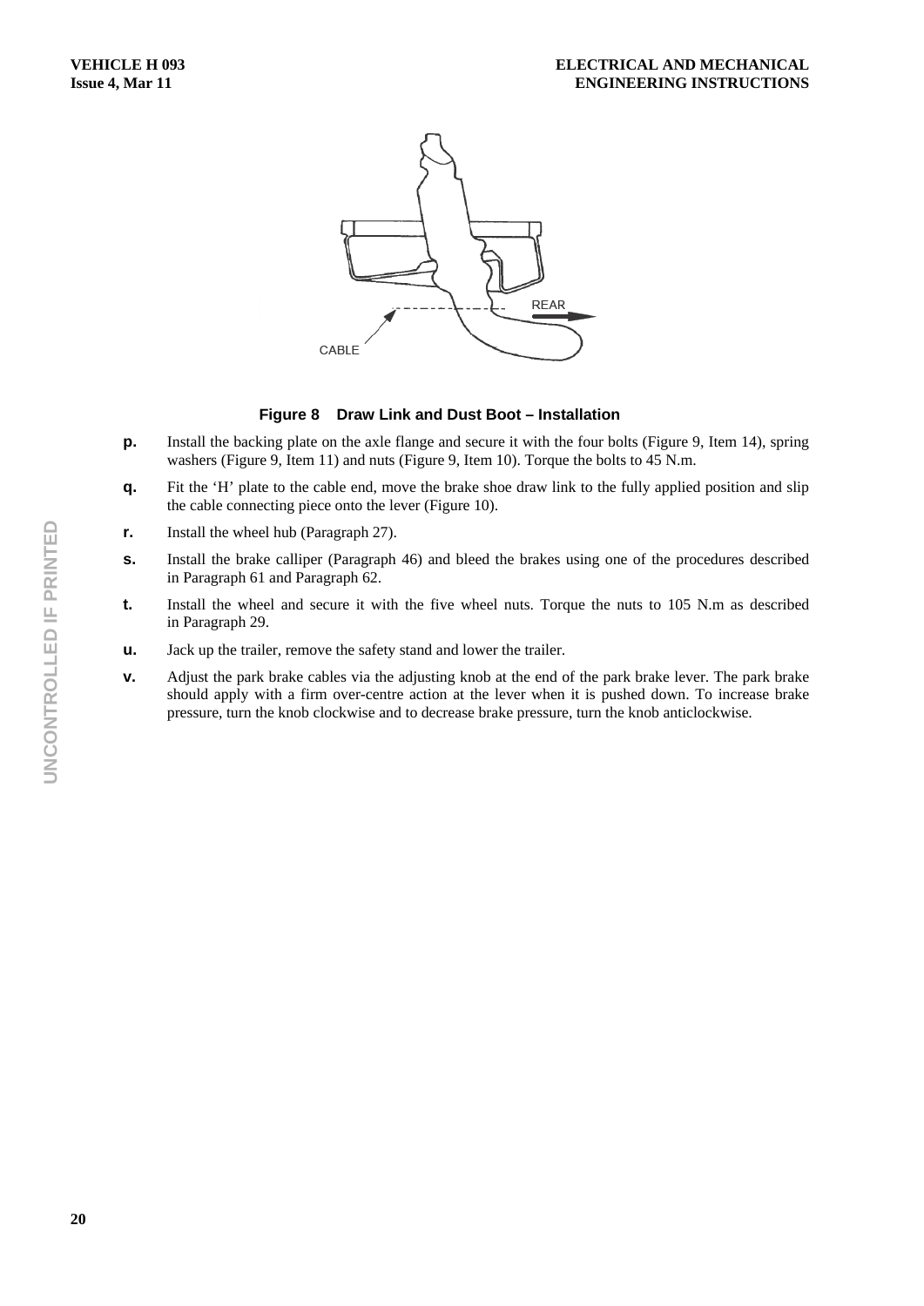**Figure 8 Draw Link and Dust Boot – Installation**

**p.** Install the backing plate on the axle flange and secure it with the four bolts (Figure 9, Item 14), spring washers (Figure 9, Item 11) and nuts (Figure 9, Item 10). Torque the bolts to 45 N.m.

**q.** Fit the 'H' plate to the cable end, move the brake shoe draw link to the fully applied position and slip the cable connecting piece onto the lever (Figure 10).

**r.** Install the wheel hub (Paragraph 27).

**s.** Install the brake calliper (Paragraph 46) and bleed the brakes using one of the procedures described in Paragraph 61 and Paragraph 62.

**t.** Install the wheel and secure it with the five wheel nuts. Torque the nuts to 105 N.m as described in Paragraph 29.

**u.** Jack up the trailer, remove the safety stand and lower the trailer.

**v.** Adjust the park brake cables via the adjusting knob at the end of the park brake lever. The park brake should apply with a firm over-centre action at the lever when it is pushed down. To increase brake pressure, turn the knob clockwise and to decrease brake pressure, turn the knob anticlockwise.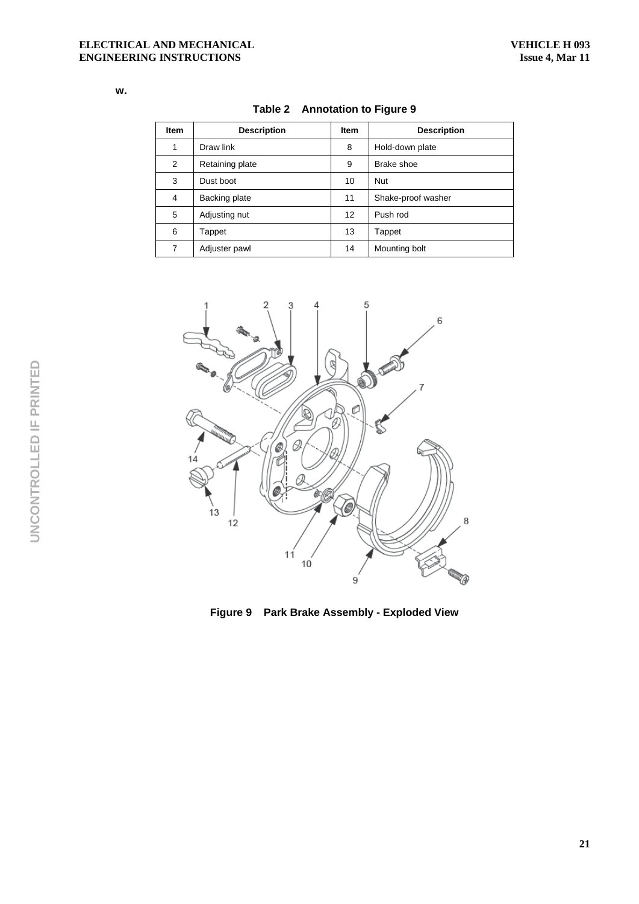w.

**Table 2 Annotation to Figure 9**

| Item | Description | Item | Description |
|---|---|---|---|
| 1 | Draw link | 8 | Hold-down plate |
| 2 | Retaining plate | 9 | Brake shoe |
| 3 | Dust boot | 10 | Nut |
| 4 | Backing plate | 11 | Shake-proof washer |
| 5 | Adjusting nut | 12 | Push rod |
| 6 | Tappet | 13 | Tappet |
| 7 | Adjuster pawl | 14 | Mounting bolt |

**Figure 9 Park Brake Assembly - Exploded View**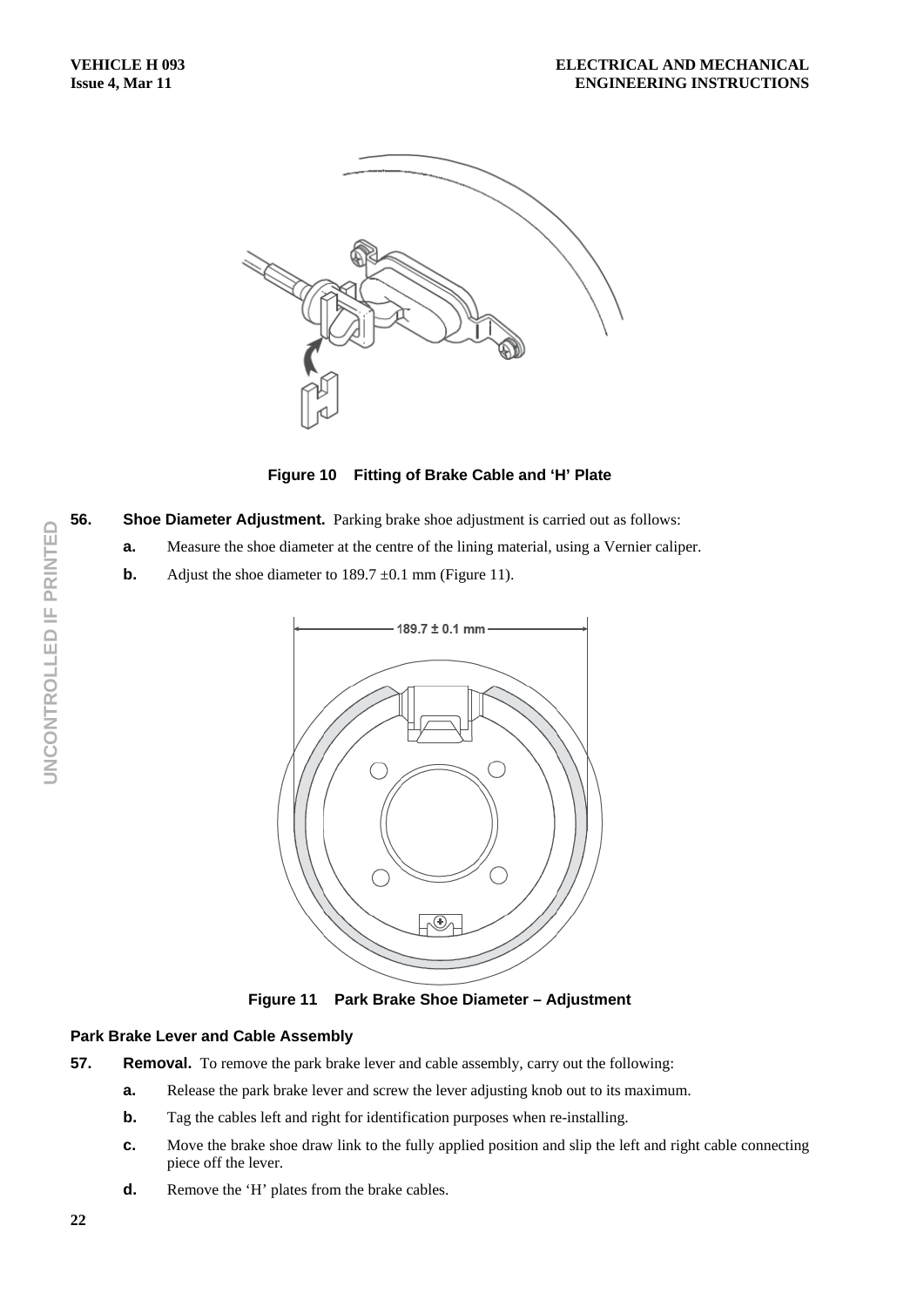Figure 10    Fitting of Brake Cable and 'H' Plate

**56.** **Shoe Diameter Adjustment.** Parking brake shoe adjustment is carried out as follows:

**a.** Measure the shoe diameter at the centre of the lining material, using a Vernier caliper.

**b.** Adjust the shoe diameter to 189.7 ±0.1 mm (Figure 11).

Figure 11    Park Brake Shoe Diameter – Adjustment

### Park Brake Lever and Cable Assembly

**57.** **Removal.** To remove the park brake lever and cable assembly, carry out the following:

**a.** Release the park brake lever and screw the lever adjusting knob out to its maximum.

**b.** Tag the cables left and right for identification purposes when re-installing.

**c.** Move the brake shoe draw link to the fully applied position and slip the left and right cable connecting piece off the lever.

**d.** Remove the 'H' plates from the brake cables.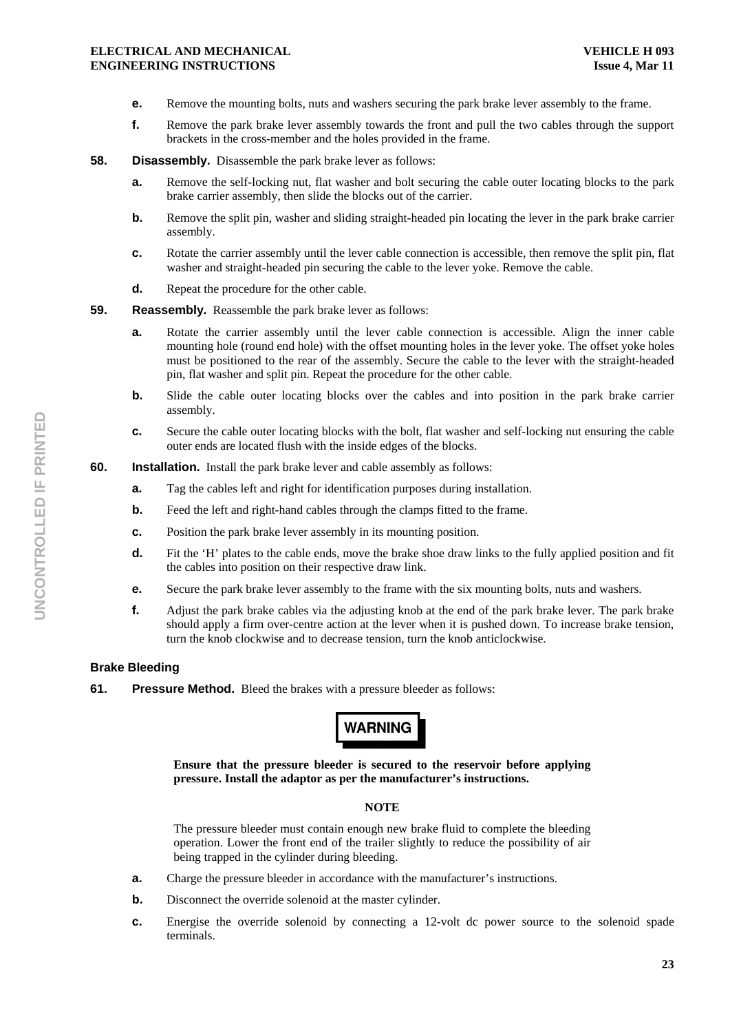**e.** Remove the mounting bolts, nuts and washers securing the park brake lever assembly to the frame.

**f.** Remove the park brake lever assembly towards the front and pull the two cables through the support brackets in the cross-member and the holes provided in the frame.

**58. Disassembly.** Disassemble the park brake lever as follows:

**a.** Remove the self-locking nut, flat washer and bolt securing the cable outer locating blocks to the park brake carrier assembly, then slide the blocks out of the carrier.

**b.** Remove the split pin, washer and sliding straight-headed pin locating the lever in the park brake carrier assembly.

**c.** Rotate the carrier assembly until the lever cable connection is accessible, then remove the split pin, flat washer and straight-headed pin securing the cable to the lever yoke. Remove the cable.

**d.** Repeat the procedure for the other cable.

**59. Reassembly.** Reassemble the park brake lever as follows:

**a.** Rotate the carrier assembly until the lever cable connection is accessible. Align the inner cable mounting hole (round end hole) with the offset mounting holes in the lever yoke. The offset yoke holes must be positioned to the rear of the assembly. Secure the cable to the lever with the straight-headed pin, flat washer and split pin. Repeat the procedure for the other cable.

**b.** Slide the cable outer locating blocks over the cables and into position in the park brake carrier assembly.

**c.** Secure the cable outer locating blocks with the bolt, flat washer and self-locking nut ensuring the cable outer ends are located flush with the inside edges of the blocks.

**60. Installation.** Install the park brake lever and cable assembly as follows:

**a.** Tag the cables left and right for identification purposes during installation.

**b.** Feed the left and right-hand cables through the clamps fitted to the frame.

**c.** Position the park brake lever assembly in its mounting position.

**d.** Fit the 'H' plates to the cable ends, move the brake shoe draw links to the fully applied position and fit the cables into position on their respective draw link.

**e.** Secure the park brake lever assembly to the frame with the six mounting bolts, nuts and washers.

**f.** Adjust the park brake cables via the adjusting knob at the end of the park brake lever. The park brake should apply a firm over-centre action at the lever when it is pushed down. To increase brake tension, turn the knob clockwise and to decrease tension, turn the knob anticlockwise.

### Brake Bleeding

**61. Pressure Method.** Bleed the brakes with a pressure bleeder as follows:

**WARNING**

**Ensure that the pressure bleeder is secured to the reservoir before applying pressure. Install the adaptor as per the manufacturer's instructions.**

**NOTE**

The pressure bleeder must contain enough new brake fluid to complete the bleeding operation. Lower the front end of the trailer slightly to reduce the possibility of air being trapped in the cylinder during bleeding.

**a.** Charge the pressure bleeder in accordance with the manufacturer's instructions.

**b.** Disconnect the override solenoid at the master cylinder.

**c.** Energise the override solenoid by connecting a 12-volt dc power source to the solenoid spade terminals.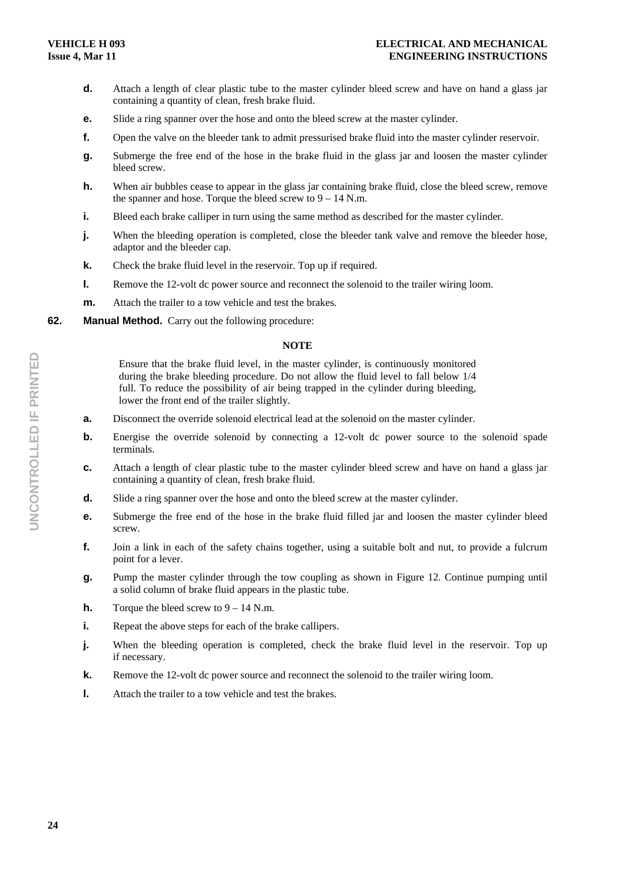**d.** Attach a length of clear plastic tube to the master cylinder bleed screw and have on hand a glass jar containing a quantity of clean, fresh brake fluid.

**e.** Slide a ring spanner over the hose and onto the bleed screw at the master cylinder.

**f.** Open the valve on the bleeder tank to admit pressurised brake fluid into the master cylinder reservoir.

**g.** Submerge the free end of the hose in the brake fluid in the glass jar and loosen the master cylinder bleed screw.

**h.** When air bubbles cease to appear in the glass jar containing brake fluid, close the bleed screw, remove the spanner and hose. Torque the bleed screw to 9 – 14 N.m.

**i.** Bleed each brake calliper in turn using the same method as described for the master cylinder.

**j.** When the bleeding operation is completed, close the bleeder tank valve and remove the bleeder hose, adaptor and the bleeder cap.

**k.** Check the brake fluid level in the reservoir. Top up if required.

**l.** Remove the 12-volt dc power source and reconnect the solenoid to the trailer wiring loom.

**m.** Attach the trailer to a tow vehicle and test the brakes.

**62. Manual Method.** Carry out the following procedure:

**NOTE**

Ensure that the brake fluid level, in the master cylinder, is continuously monitored during the brake bleeding procedure. Do not allow the fluid level to fall below 1/4 full. To reduce the possibility of air being trapped in the cylinder during bleeding, lower the front end of the trailer slightly.

**a.** Disconnect the override solenoid electrical lead at the solenoid on the master cylinder.

**b.** Energise the override solenoid by connecting a 12-volt dc power source to the solenoid spade terminals.

**c.** Attach a length of clear plastic tube to the master cylinder bleed screw and have on hand a glass jar containing a quantity of clean, fresh brake fluid.

**d.** Slide a ring spanner over the hose and onto the bleed screw at the master cylinder.

**e.** Submerge the free end of the hose in the brake fluid filled jar and loosen the master cylinder bleed screw.

**f.** Join a link in each of the safety chains together, using a suitable bolt and nut, to provide a fulcrum point for a lever.

**g.** Pump the master cylinder through the tow coupling as shown in Figure 12. Continue pumping until a solid column of brake fluid appears in the plastic tube.

**h.** Torque the bleed screw to 9 – 14 N.m.

**i.** Repeat the above steps for each of the brake callipers.

**j.** When the bleeding operation is completed, check the brake fluid level in the reservoir. Top up if necessary.

**k.** Remove the 12-volt dc power source and reconnect the solenoid to the trailer wiring loom.

**l.** Attach the trailer to a tow vehicle and test the brakes.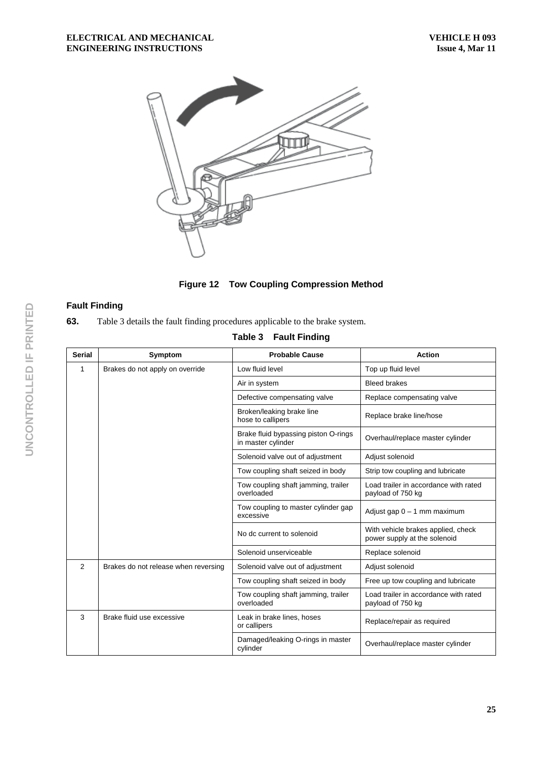**Figure 12 Tow Coupling Compression Method**

## Fault Finding

**63.** Table 3 details the fault finding procedures applicable to the brake system.

**Table 3 Fault Finding**

| Serial | Symptom | Probable Cause | Action |
|---|---|---|---|
| 1 | Brakes do not apply on override | Low fluid level | Top up fluid level |
| | | Air in system | Bleed brakes |
| | | Defective compensating valve | Replace compensating valve |
| | | Broken/leaking brake line hose to callipers | Replace brake line/hose |
| | | Brake fluid bypassing piston O-rings in master cylinder | Overhaul/replace master cylinder |
| | | Solenoid valve out of adjustment | Adjust solenoid |
| | | Tow coupling shaft seized in body | Strip tow coupling and lubricate |
| | | Tow coupling shaft jamming, trailer overloaded | Load trailer in accordance with rated payload of 750 kg |
| | | Tow coupling to master cylinder gap excessive | Adjust gap 0 – 1 mm maximum |
| | | No dc current to solenoid | With vehicle brakes applied, check power supply at the solenoid |
| | | Solenoid unserviceable | Replace solenoid |
| 2 | Brakes do not release when reversing | Solenoid valve out of adjustment | Adjust solenoid |
| | | Tow coupling shaft seized in body | Free up tow coupling and lubricate |
| | | Tow coupling shaft jamming, trailer overloaded | Load trailer in accordance with rated payload of 750 kg |
| 3 | Brake fluid use excessive | Leak in brake lines, hoses or callipers | Replace/repair as required |
| | | Damaged/leaking O-rings in master cylinder | Overhaul/replace master cylinder |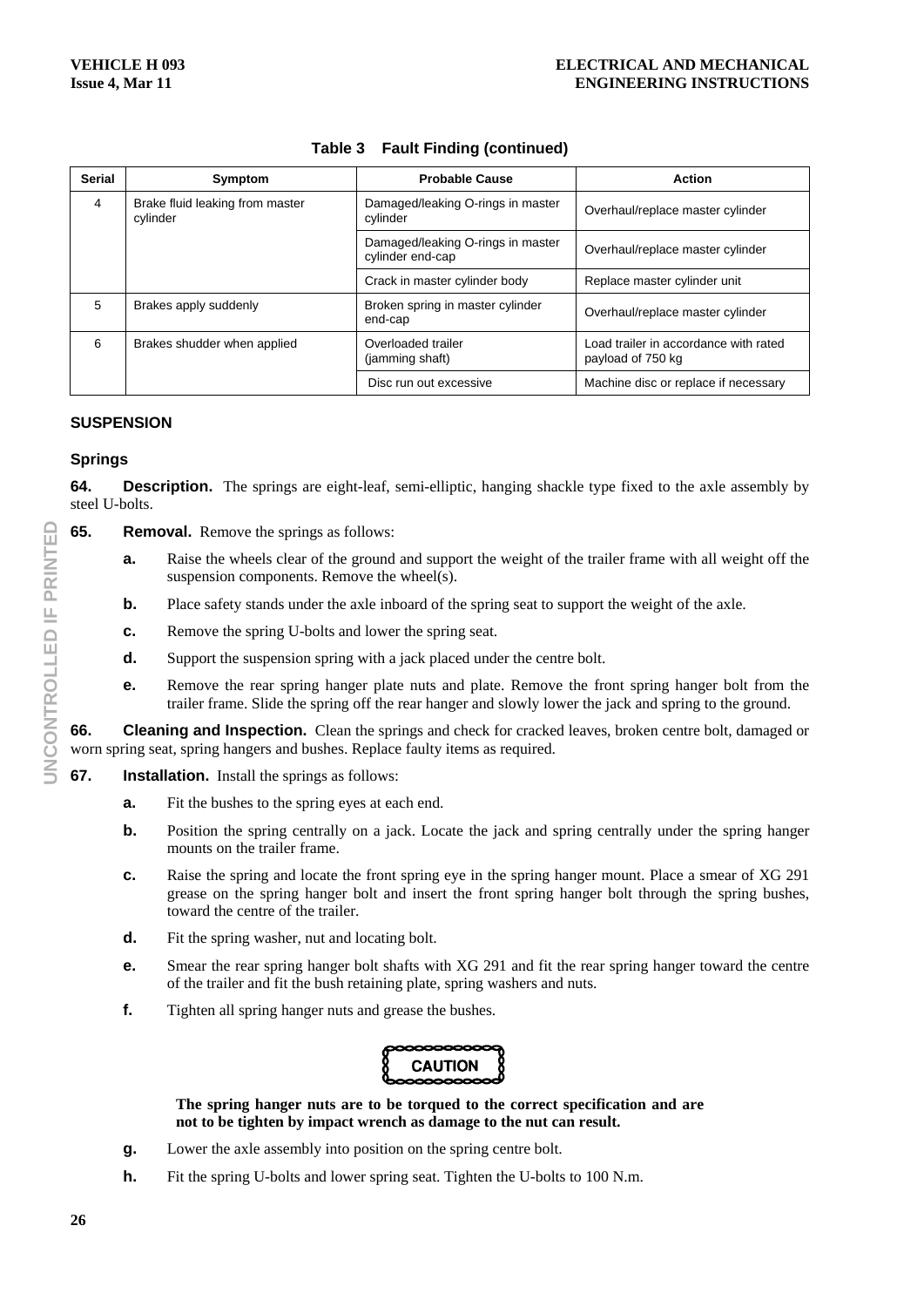**Table 3 Fault Finding (continued)**

| Serial | Symptom | Probable Cause | Action |
|---|---|---|---|
| 4 | Brake fluid leaking from master cylinder | Damaged/leaking O-rings in master cylinder | Overhaul/replace master cylinder |
| | | Damaged/leaking O-rings in master cylinder end-cap | Overhaul/replace master cylinder |
| | | Crack in master cylinder body | Replace master cylinder unit |
| 5 | Brakes apply suddenly | Broken spring in master cylinder end-cap | Overhaul/replace master cylinder |
| 6 | Brakes shudder when applied | Overloaded trailer (jamming shaft) | Load trailer in accordance with rated payload of 750 kg |
| | | Disc run out excessive | Machine disc or replace if necessary |

## SUSPENSION

### Springs

**64. Description.** The springs are eight-leaf, semi-elliptic, hanging shackle type fixed to the axle assembly by steel U-bolts.

**65. Removal.** Remove the springs as follows:

**a.** Raise the wheels clear of the ground and support the weight of the trailer frame with all weight off the suspension components. Remove the wheel(s).

**b.** Place safety stands under the axle inboard of the spring seat to support the weight of the axle.

**c.** Remove the spring U-bolts and lower the spring seat.

**d.** Support the suspension spring with a jack placed under the centre bolt.

**e.** Remove the rear spring hanger plate nuts and plate. Remove the front spring hanger bolt from the trailer frame. Slide the spring off the rear hanger and slowly lower the jack and spring to the ground.

**66. Cleaning and Inspection.** Clean the springs and check for cracked leaves, broken centre bolt, damaged or worn spring seat, spring hangers and bushes. Replace faulty items as required.

**67. Installation.** Install the springs as follows:

**a.** Fit the bushes to the spring eyes at each end.

**b.** Position the spring centrally on a jack. Locate the jack and spring centrally under the spring hanger mounts on the trailer frame.

**c.** Raise the spring and locate the front spring eye in the spring hanger mount. Place a smear of XG 291 grease on the spring hanger bolt and insert the front spring hanger bolt through the spring bushes, toward the centre of the trailer.

**d.** Fit the spring washer, nut and locating bolt.

**e.** Smear the rear spring hanger bolt shafts with XG 291 and fit the rear spring hanger toward the centre of the trailer and fit the bush retaining plate, spring washers and nuts.

**f.** Tighten all spring hanger nuts and grease the bushes.

**CAUTION**

**The spring hanger nuts are to be torqued to the correct specification and are not to be tighten by impact wrench as damage to the nut can result.**

**g.** Lower the axle assembly into position on the spring centre bolt.

**h.** Fit the spring U-bolts and lower spring seat. Tighten the U-bolts to 100 N.m.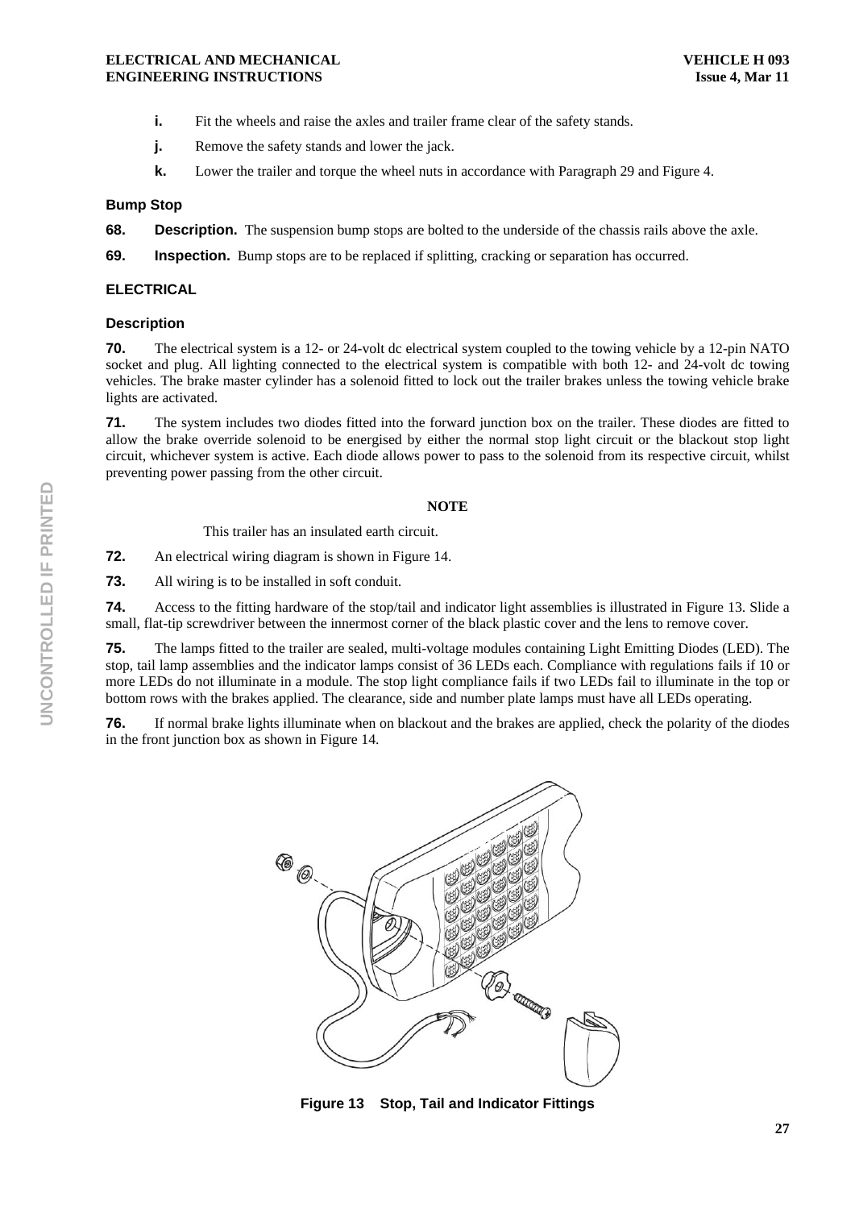**i.** Fit the wheels and raise the axles and trailer frame clear of the safety stands.

**j.** Remove the safety stands and lower the jack.

**k.** Lower the trailer and torque the wheel nuts in accordance with Paragraph 29 and Figure 4.

### Bump Stop

**68. Description.** The suspension bump stops are bolted to the underside of the chassis rails above the axle.

**69. Inspection.** Bump stops are to be replaced if splitting, cracking or separation has occurred.

## ELECTRICAL

### Description

**70.** The electrical system is a 12- or 24-volt dc electrical system coupled to the towing vehicle by a 12-pin NATO socket and plug. All lighting connected to the electrical system is compatible with both 12- and 24-volt dc towing vehicles. The brake master cylinder has a solenoid fitted to lock out the trailer brakes unless the towing vehicle brake lights are activated.

**71.** The system includes two diodes fitted into the forward junction box on the trailer. These diodes are fitted to allow the brake override solenoid to be energised by either the normal stop light circuit or the blackout stop light circuit, whichever system is active. Each diode allows power to pass to the solenoid from its respective circuit, whilst preventing power passing from the other circuit.

**NOTE**

This trailer has an insulated earth circuit.

**72.** An electrical wiring diagram is shown in Figure 14.

**73.** All wiring is to be installed in soft conduit.

**74.** Access to the fitting hardware of the stop/tail and indicator light assemblies is illustrated in Figure 13. Slide a small, flat-tip screwdriver between the innermost corner of the black plastic cover and the lens to remove cover.

**75.** The lamps fitted to the trailer are sealed, multi-voltage modules containing Light Emitting Diodes (LED). The stop, tail lamp assemblies and the indicator lamps consist of 36 LEDs each. Compliance with regulations fails if 10 or more LEDs do not illuminate in a module. The stop light compliance fails if two LEDs fail to illuminate in the top or bottom rows with the brakes applied. The clearance, side and number plate lamps must have all LEDs operating.

**76.** If normal brake lights illuminate when on blackout and the brakes are applied, check the polarity of the diodes in the front junction box as shown in Figure 14.

**Figure 13 Stop, Tail and Indicator Fittings**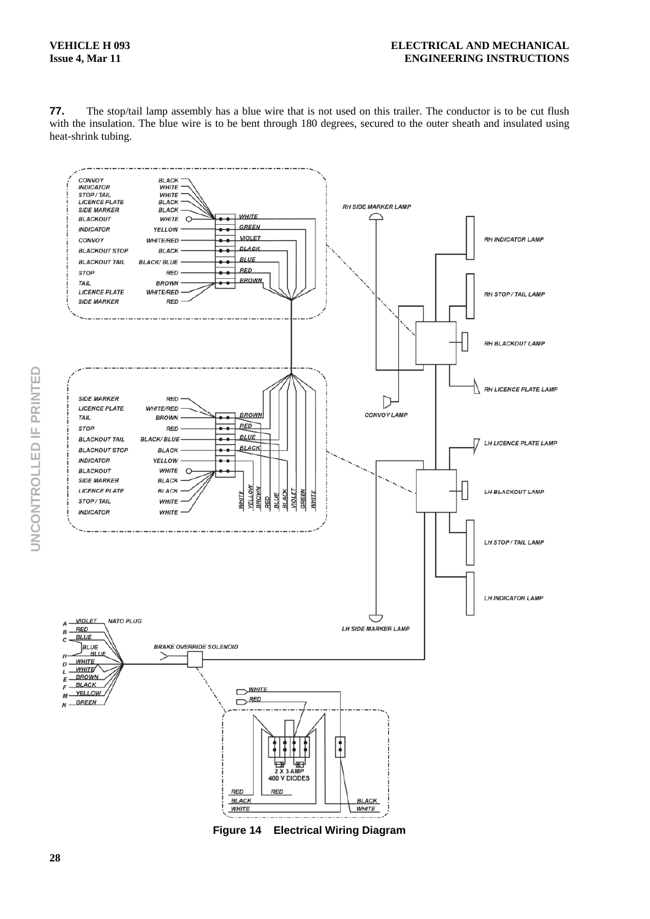**77.** The stop/tail lamp assembly has a blue wire that is not used on this trailer. The conductor is to be cut flush with the insulation. The blue wire is to be bent through 180 degrees, secured to the outer sheath and insulated using heat-shrink tubing.

**Figure 14 Electrical Wiring Diagram**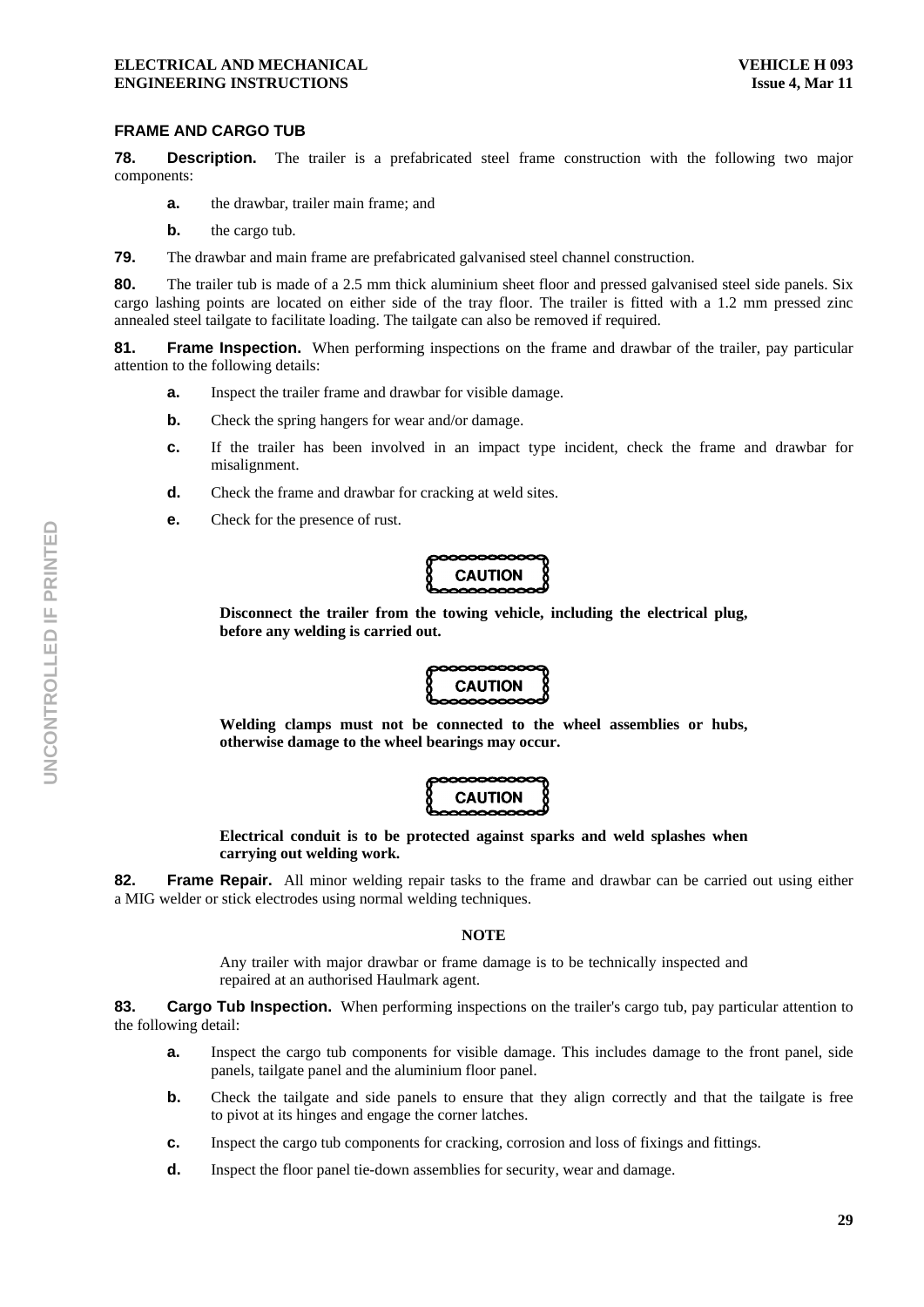## FRAME AND CARGO TUB

**78. Description.** The trailer is a prefabricated steel frame construction with the following two major components:

- **a.** the drawbar, trailer main frame; and
- **b.** the cargo tub.

**79.** The drawbar and main frame are prefabricated galvanised steel channel construction.

**80.** The trailer tub is made of a 2.5 mm thick aluminium sheet floor and pressed galvanised steel side panels. Six cargo lashing points are located on either side of the tray floor. The trailer is fitted with a 1.2 mm pressed zinc annealed steel tailgate to facilitate loading. The tailgate can also be removed if required.

**81. Frame Inspection.** When performing inspections on the frame and drawbar of the trailer, pay particular attention to the following details:

- **a.** Inspect the trailer frame and drawbar for visible damage.
- **b.** Check the spring hangers for wear and/or damage.
- **c.** If the trailer has been involved in an impact type incident, check the frame and drawbar for misalignment.
- **d.** Check the frame and drawbar for cracking at weld sites.
- **e.** Check for the presence of rust.

**CAUTION**

**Disconnect the trailer from the towing vehicle, including the electrical plug, before any welding is carried out.**

**CAUTION**

**Welding clamps must not be connected to the wheel assemblies or hubs, otherwise damage to the wheel bearings may occur.**

**CAUTION**

**Electrical conduit is to be protected against sparks and weld splashes when carrying out welding work.**

**82. Frame Repair.** All minor welding repair tasks to the frame and drawbar can be carried out using either a MIG welder or stick electrodes using normal welding techniques.

**NOTE**

Any trailer with major drawbar or frame damage is to be technically inspected and repaired at an authorised Haulmark agent.

**83. Cargo Tub Inspection.** When performing inspections on the trailer's cargo tub, pay particular attention to the following detail:

- **a.** Inspect the cargo tub components for visible damage. This includes damage to the front panel, side panels, tailgate panel and the aluminium floor panel.
- **b.** Check the tailgate and side panels to ensure that they align correctly and that the tailgate is free to pivot at its hinges and engage the corner latches.
- **c.** Inspect the cargo tub components for cracking, corrosion and loss of fixings and fittings.
- **d.** Inspect the floor panel tie-down assemblies for security, wear and damage.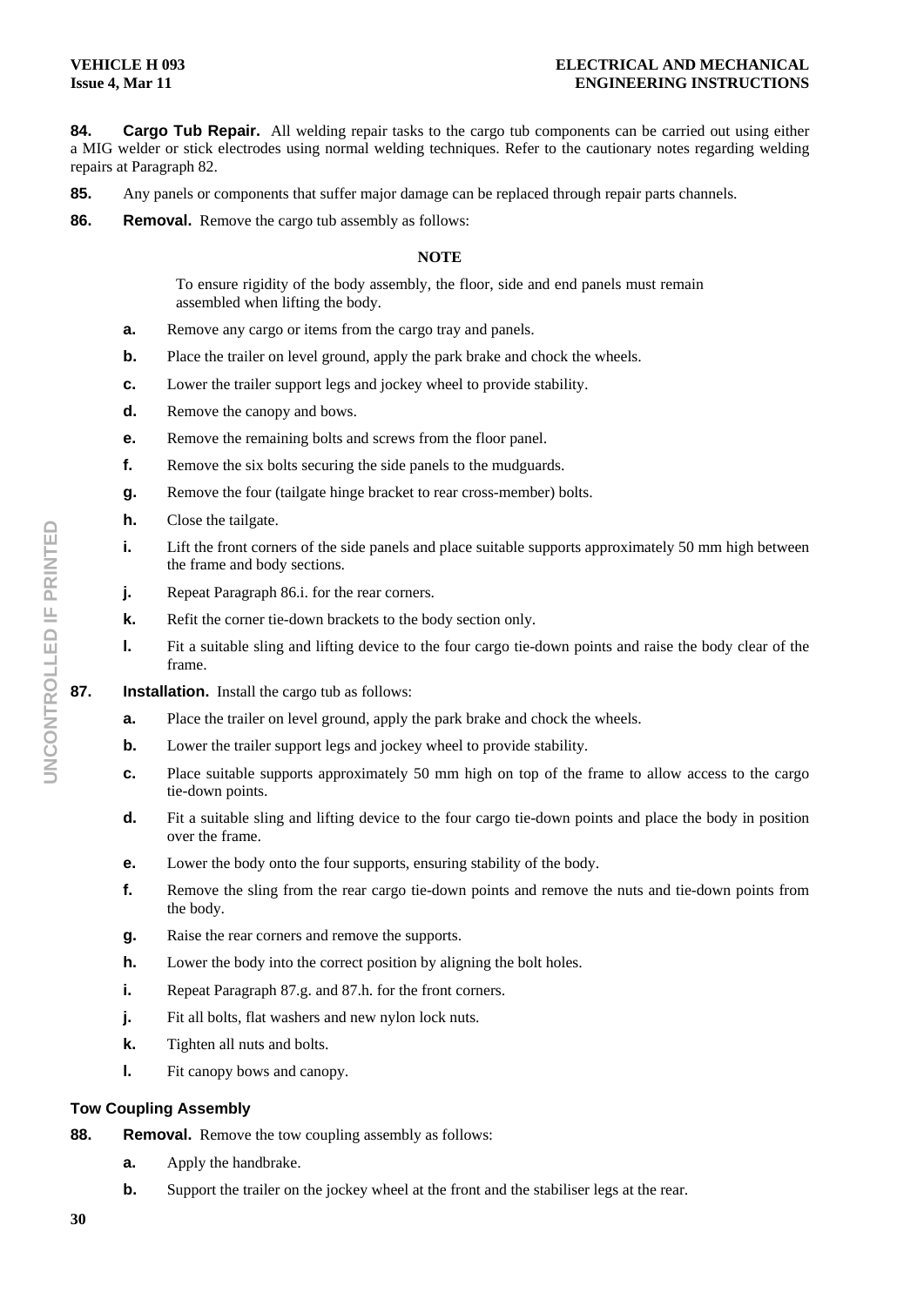**84. Cargo Tub Repair.** All welding repair tasks to the cargo tub components can be carried out using either a MIG welder or stick electrodes using normal welding techniques. Refer to the cautionary notes regarding welding repairs at Paragraph 82.

**85.** Any panels or components that suffer major damage can be replaced through repair parts channels.

**86. Removal.** Remove the cargo tub assembly as follows:

**NOTE**

To ensure rigidity of the body assembly, the floor, side and end panels must remain assembled when lifting the body.

- **a.** Remove any cargo or items from the cargo tray and panels.
- **b.** Place the trailer on level ground, apply the park brake and chock the wheels.
- **c.** Lower the trailer support legs and jockey wheel to provide stability.
- **d.** Remove the canopy and bows.
- **e.** Remove the remaining bolts and screws from the floor panel.
- **f.** Remove the six bolts securing the side panels to the mudguards.
- **g.** Remove the four (tailgate hinge bracket to rear cross-member) bolts.
- **h.** Close the tailgate.
- **i.** Lift the front corners of the side panels and place suitable supports approximately 50 mm high between the frame and body sections.
- **j.** Repeat Paragraph 86.i. for the rear corners.
- **k.** Refit the corner tie-down brackets to the body section only.
- **l.** Fit a suitable sling and lifting device to the four cargo tie-down points and raise the body clear of the frame.

**87. Installation.** Install the cargo tub as follows:

- **a.** Place the trailer on level ground, apply the park brake and chock the wheels.
- **b.** Lower the trailer support legs and jockey wheel to provide stability.
- **c.** Place suitable supports approximately 50 mm high on top of the frame to allow access to the cargo tie-down points.
- **d.** Fit a suitable sling and lifting device to the four cargo tie-down points and place the body in position over the frame.
- **e.** Lower the body onto the four supports, ensuring stability of the body.
- **f.** Remove the sling from the rear cargo tie-down points and remove the nuts and tie-down points from the body.
- **g.** Raise the rear corners and remove the supports.
- **h.** Lower the body into the correct position by aligning the bolt holes.
- **i.** Repeat Paragraph 87.g. and 87.h. for the front corners.
- **j.** Fit all bolts, flat washers and new nylon lock nuts.
- **k.** Tighten all nuts and bolts.
- **l.** Fit canopy bows and canopy.

### Tow Coupling Assembly

**88. Removal.** Remove the tow coupling assembly as follows:

- **a.** Apply the handbrake.
- **b.** Support the trailer on the jockey wheel at the front and the stabiliser legs at the rear.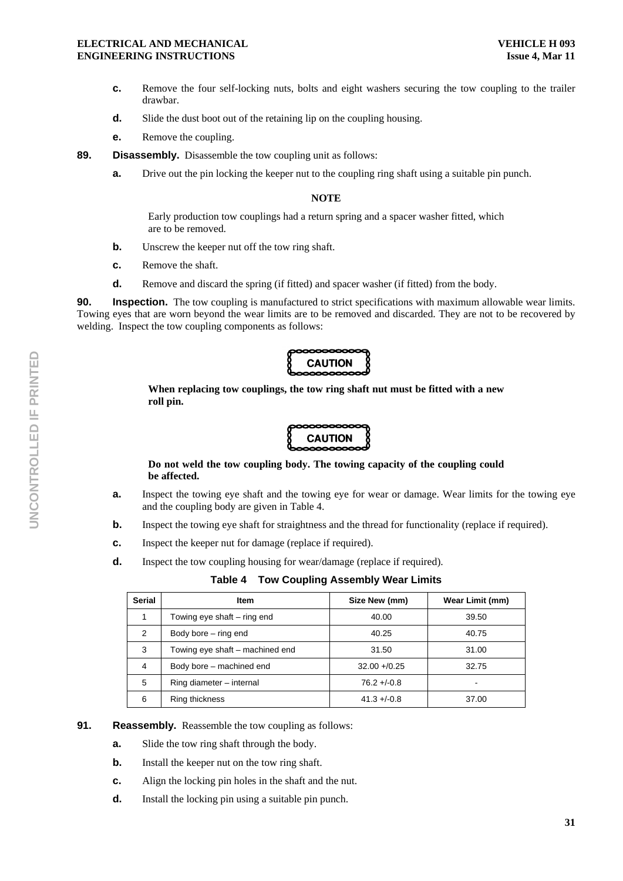**c.** Remove the four self-locking nuts, bolts and eight washers securing the tow coupling to the trailer drawbar.

**d.** Slide the dust boot out of the retaining lip on the coupling housing.

**e.** Remove the coupling.

**89. Disassembly.** Disassemble the tow coupling unit as follows:

**a.** Drive out the pin locking the keeper nut to the coupling ring shaft using a suitable pin punch.

**NOTE**

Early production tow couplings had a return spring and a spacer washer fitted, which are to be removed.

**b.** Unscrew the keeper nut off the tow ring shaft.

**c.** Remove the shaft.

**d.** Remove and discard the spring (if fitted) and spacer washer (if fitted) from the body.

**90. Inspection.** The tow coupling is manufactured to strict specifications with maximum allowable wear limits. Towing eyes that are worn beyond the wear limits are to be removed and discarded. They are not to be recovered by welding. Inspect the tow coupling components as follows:

**CAUTION**

**When replacing tow couplings, the tow ring shaft nut must be fitted with a new roll pin.**

**CAUTION**

**Do not weld the tow coupling body. The towing capacity of the coupling could be affected.**

**a.** Inspect the towing eye shaft and the towing eye for wear or damage. Wear limits for the towing eye and the coupling body are given in Table 4.

**b.** Inspect the towing eye shaft for straightness and the thread for functionality (replace if required).

**c.** Inspect the keeper nut for damage (replace if required).

**d.** Inspect the tow coupling housing for wear/damage (replace if required).

**Table 4 Tow Coupling Assembly Wear Limits**

| Serial | Item | Size New (mm) | Wear Limit (mm) |
|---|---|---|---|
| 1 | Towing eye shaft – ring end | 40.00 | 39.50 |
| 2 | Body bore – ring end | 40.25 | 40.75 |
| 3 | Towing eye shaft – machined end | 31.50 | 31.00 |
| 4 | Body bore – machined end | 32.00 +/0.25 | 32.75 |
| 5 | Ring diameter – internal | 76.2 +/-0.8 | - |
| 6 | Ring thickness | 41.3 +/-0.8 | 37.00 |

**91. Reassembly.** Reassemble the tow coupling as follows:

**a.** Slide the tow ring shaft through the body.

**b.** Install the keeper nut on the tow ring shaft.

**c.** Align the locking pin holes in the shaft and the nut.

**d.** Install the locking pin using a suitable pin punch.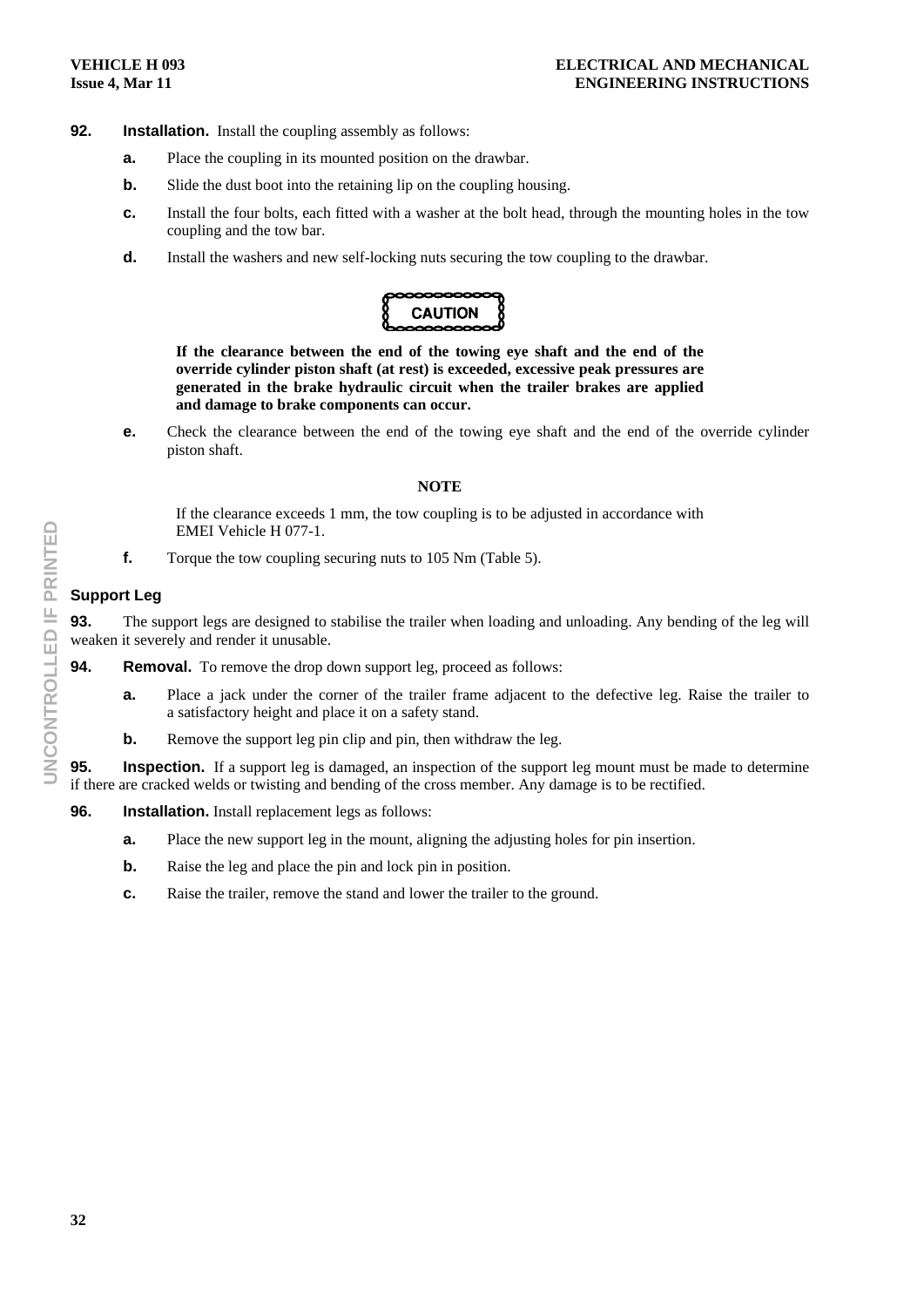**92. Installation.** Install the coupling assembly as follows:

- **a.** Place the coupling in its mounted position on the drawbar.
- **b.** Slide the dust boot into the retaining lip on the coupling housing.
- **c.** Install the four bolts, each fitted with a washer at the bolt head, through the mounting holes in the tow coupling and the tow bar.
- **d.** Install the washers and new self-locking nuts securing the tow coupling to the drawbar.

**CAUTION**

**If the clearance between the end of the towing eye shaft and the end of the override cylinder piston shaft (at rest) is exceeded, excessive peak pressures are generated in the brake hydraulic circuit when the trailer brakes are applied and damage to brake components can occur.**

- **e.** Check the clearance between the end of the towing eye shaft and the end of the override cylinder piston shaft.

**NOTE**

If the clearance exceeds 1 mm, the tow coupling is to be adjusted in accordance with EMEI Vehicle H 077-1.

- **f.** Torque the tow coupling securing nuts to 105 Nm (Table 5).

## Support Leg

**93.** The support legs are designed to stabilise the trailer when loading and unloading. Any bending of the leg will weaken it severely and render it unusable.

**94. Removal.** To remove the drop down support leg, proceed as follows:

- **a.** Place a jack under the corner of the trailer frame adjacent to the defective leg. Raise the trailer to a satisfactory height and place it on a safety stand.
- **b.** Remove the support leg pin clip and pin, then withdraw the leg.

**95. Inspection.** If a support leg is damaged, an inspection of the support leg mount must be made to determine if there are cracked welds or twisting and bending of the cross member. Any damage is to be rectified.

**96. Installation.** Install replacement legs as follows:

- **a.** Place the new support leg in the mount, aligning the adjusting holes for pin insertion.
- **b.** Raise the leg and place the pin and lock pin in position.
- **c.** Raise the trailer, remove the stand and lower the trailer to the ground.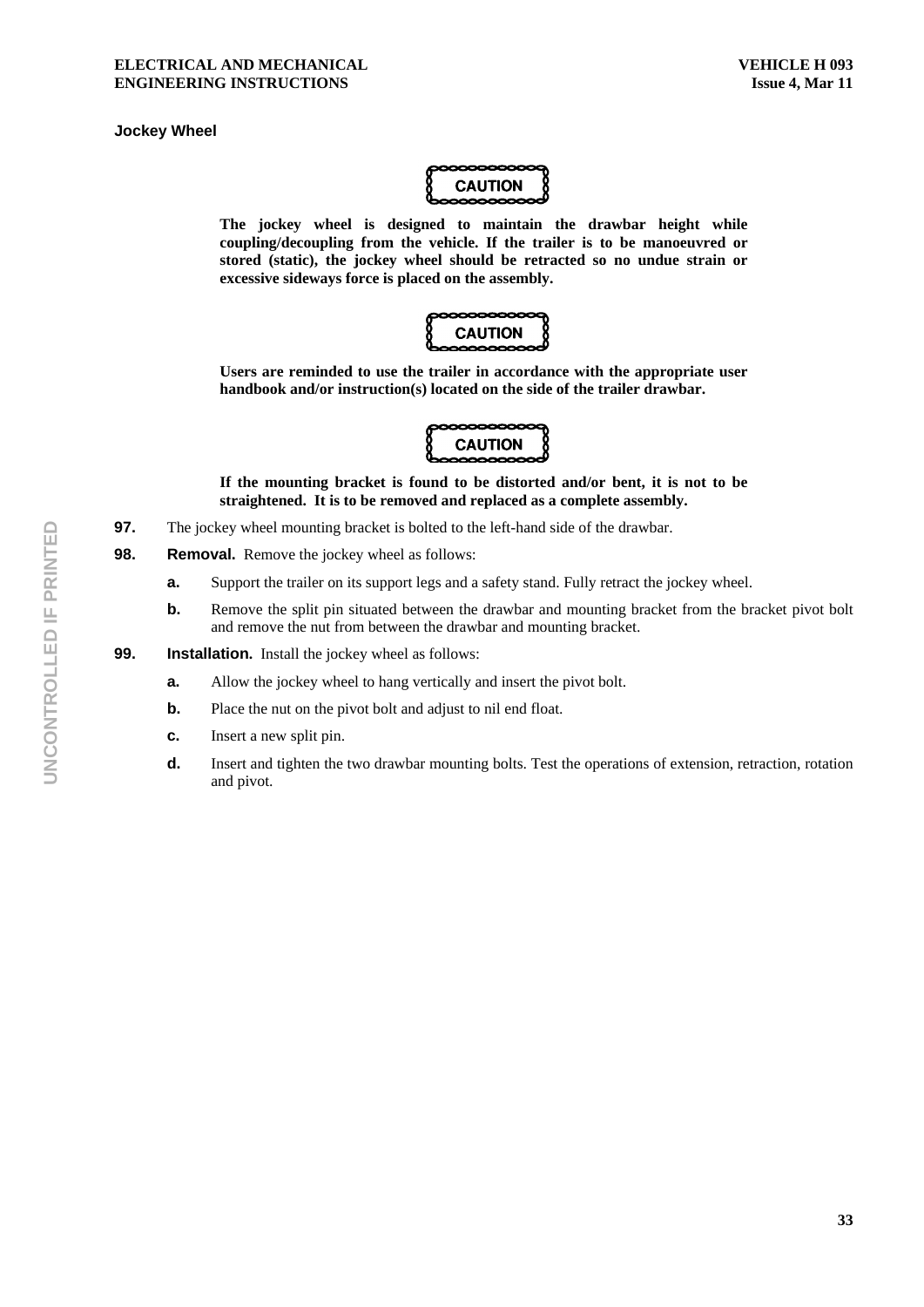### Jockey Wheel

**CAUTION**

**The jockey wheel is designed to maintain the drawbar height while coupling/decoupling from the vehicle. If the trailer is to be manoeuvred or stored (static), the jockey wheel should be retracted so no undue strain or excessive sideways force is placed on the assembly.**

**CAUTION**

**Users are reminded to use the trailer in accordance with the appropriate user handbook and/or instruction(s) located on the side of the trailer drawbar.**

**CAUTION**

**If the mounting bracket is found to be distorted and/or bent, it is not to be straightened. It is to be removed and replaced as a complete assembly.**

**97.** The jockey wheel mounting bracket is bolted to the left-hand side of the drawbar.

**98.** **Removal.** Remove the jockey wheel as follows:

- **a.** Support the trailer on its support legs and a safety stand. Fully retract the jockey wheel.
- **b.** Remove the split pin situated between the drawbar and mounting bracket from the bracket pivot bolt and remove the nut from between the drawbar and mounting bracket.

**99.** **Installation.** Install the jockey wheel as follows:

- **a.** Allow the jockey wheel to hang vertically and insert the pivot bolt.
- **b.** Place the nut on the pivot bolt and adjust to nil end float.
- **c.** Insert a new split pin.
- **d.** Insert and tighten the two drawbar mounting bolts. Test the operations of extension, retraction, rotation and pivot.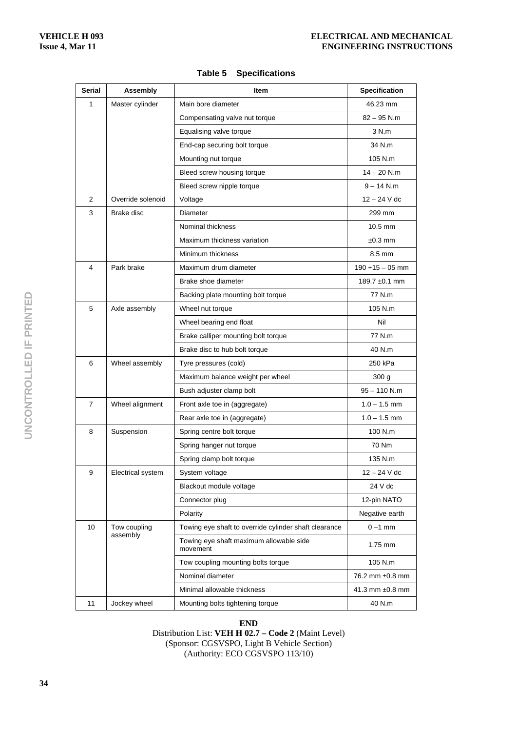**Table 5 Specifications**

| Serial | Assembly | Item | Specification |
|---|---|---|---|
| 1 | Master cylinder | Main bore diameter | 46.23 mm |
| | | Compensating valve nut torque | 82 – 95 N.m |
| | | Equalising valve torque | 3 N.m |
| | | End-cap securing bolt torque | 34 N.m |
| | | Mounting nut torque | 105 N.m |
| | | Bleed screw housing torque | 14 – 20 N.m |
| | | Bleed screw nipple torque | 9 – 14 N.m |
| 2 | Override solenoid | Voltage | 12 – 24 V dc |
| 3 | Brake disc | Diameter | 299 mm |
| | | Nominal thickness | 10.5 mm |
| | | Maximum thickness variation | ±0.3 mm |
| | | Minimum thickness | 8.5 mm |
| 4 | Park brake | Maximum drum diameter | 190 +15 – 05 mm |
| | | Brake shoe diameter | 189.7 ±0.1 mm |
| | | Backing plate mounting bolt torque | 77 N.m |
| 5 | Axle assembly | Wheel nut torque | 105 N.m |
| | | Wheel bearing end float | Nil |
| | | Brake calliper mounting bolt torque | 77 N.m |
| | | Brake disc to hub bolt torque | 40 N.m |
| 6 | Wheel assembly | Tyre pressures (cold) | 250 kPa |
| | | Maximum balance weight per wheel | 300 g |
| | | Bush adjuster clamp bolt | 95 – 110 N.m |
| 7 | Wheel alignment | Front axle toe in (aggregate) | 1.0 – 1.5 mm |
| | | Rear axle toe in (aggregate) | 1.0 – 1.5 mm |
| 8 | Suspension | Spring centre bolt torque | 100 N.m |
| | | Spring hanger nut torque | 70 Nm |
| | | Spring clamp bolt torque | 135 N.m |
| 9 | Electrical system | System voltage | 12 – 24 V dc |
| | | Blackout module voltage | 24 V dc |
| | | Connector plug | 12-pin NATO |
| | | Polarity | Negative earth |
| 10 | Tow coupling assembly | Towing eye shaft to override cylinder shaft clearance | 0 –1 mm |
| | | Towing eye shaft maximum allowable side movement | 1.75 mm |
| | | Tow coupling mounting bolts torque | 105 N.m |
| | | Nominal diameter | 76.2 mm ±0.8 mm |
| | | Minimal allowable thickness | 41.3 mm ±0.8 mm |
| 11 | Jockey wheel | Mounting bolts tightening torque | 40 N.m |

**END**

Distribution List: **VEH H 02.7 – Code 2** (Maint Level)
(Sponsor: CGSVSPO, Light B Vehicle Section)
(Authority: ECO CGSVSPO 113/10)